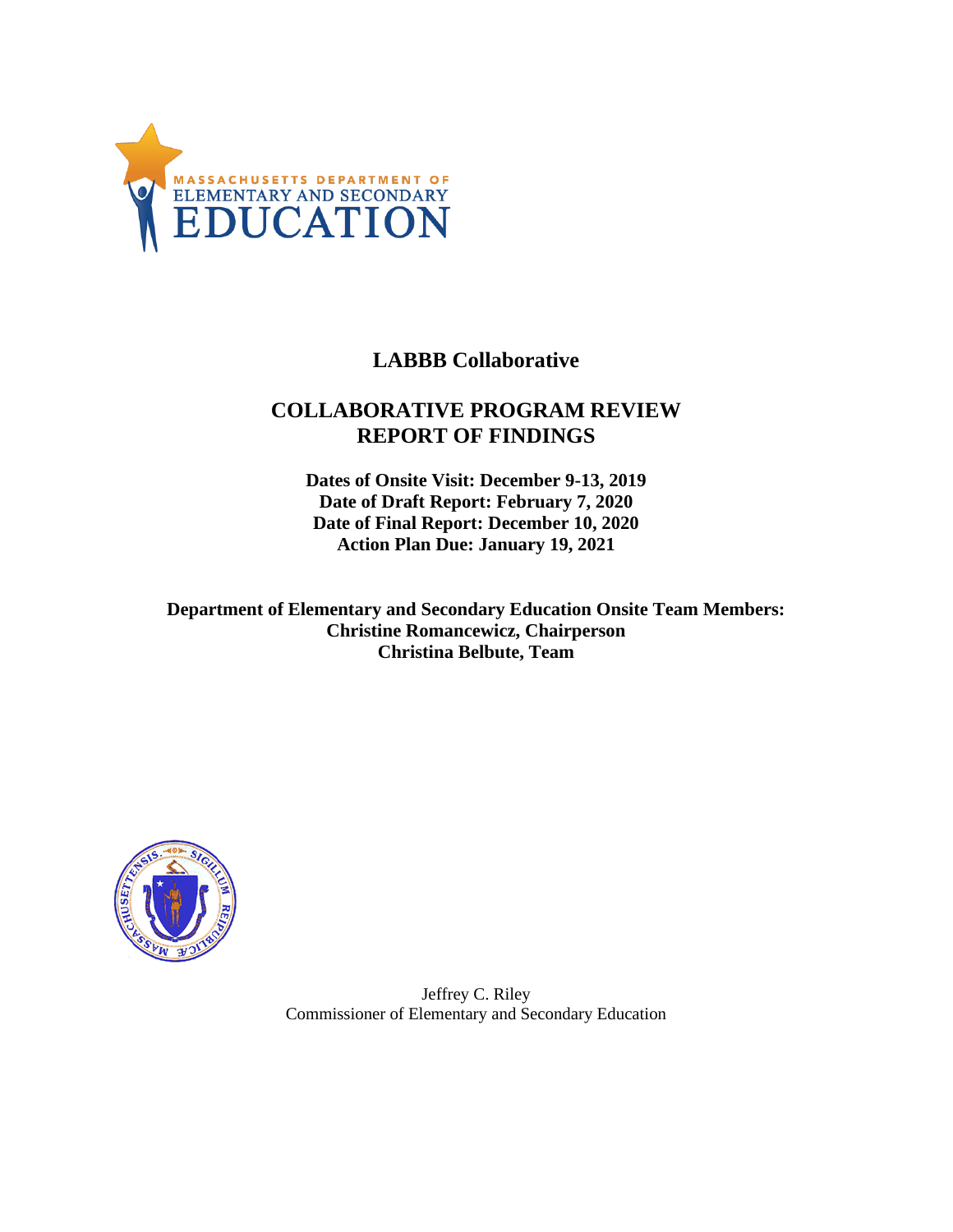# LABBB Collaborative

## COLLABORATIVE PROGRAM REVIEW REPORT OF FINDINGS

**Dates of Onsite Visit: December 9-13, 2019**
**Date of Draft Report: February 7, 2020**
**Date of Final Report: December 10, 2020**
**Action Plan Due: January 19, 2021**

**Department of Elementary and Secondary Education Onsite Team Members:**
**Christine Romancewicz, Chairperson**
**Christina Belbute, Team**

Jeffrey C. Riley
Commissioner of Elementary and Secondary Education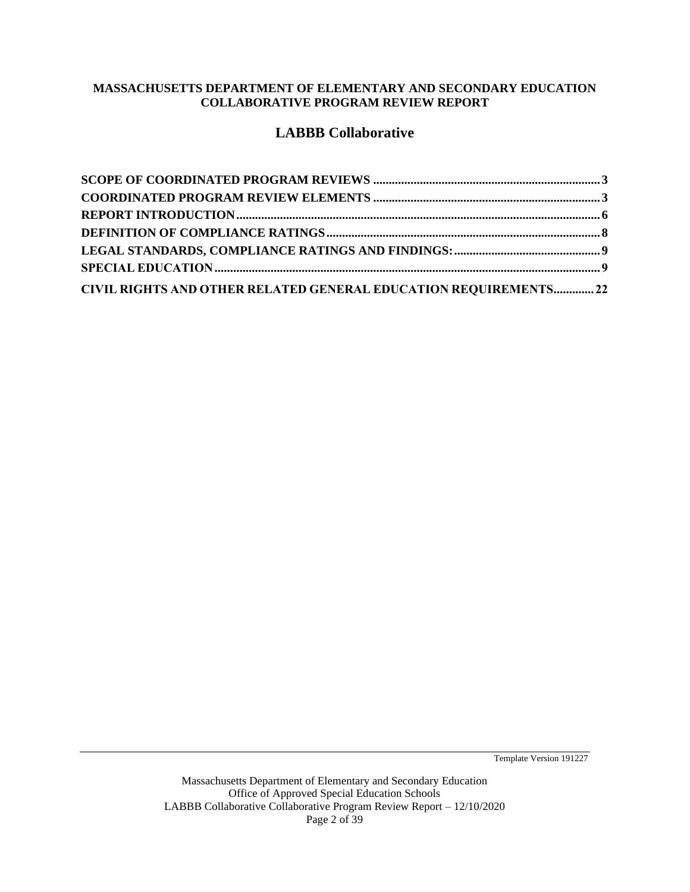**MASSACHUSETTS DEPARTMENT OF ELEMENTARY AND SECONDARY EDUCATION**
**COLLABORATIVE PROGRAM REVIEW REPORT**

# LABBB Collaborative

**SCOPE OF COORDINATED PROGRAM REVIEWS ........................................................................ 3**
**COORDINATED PROGRAM REVIEW ELEMENTS ........................................................................ 3**
**REPORT INTRODUCTION ................................................................................................................... 6**
**DEFINITION OF COMPLIANCE RATINGS ...................................................................................... 8**
**LEGAL STANDARDS, COMPLIANCE RATINGS AND FINDINGS: .............................................. 9**
**SPECIAL EDUCATION .......................................................................................................................... 9**
**CIVIL RIGHTS AND OTHER RELATED GENERAL EDUCATION REQUIREMENTS ............ 22**

Template Version 191227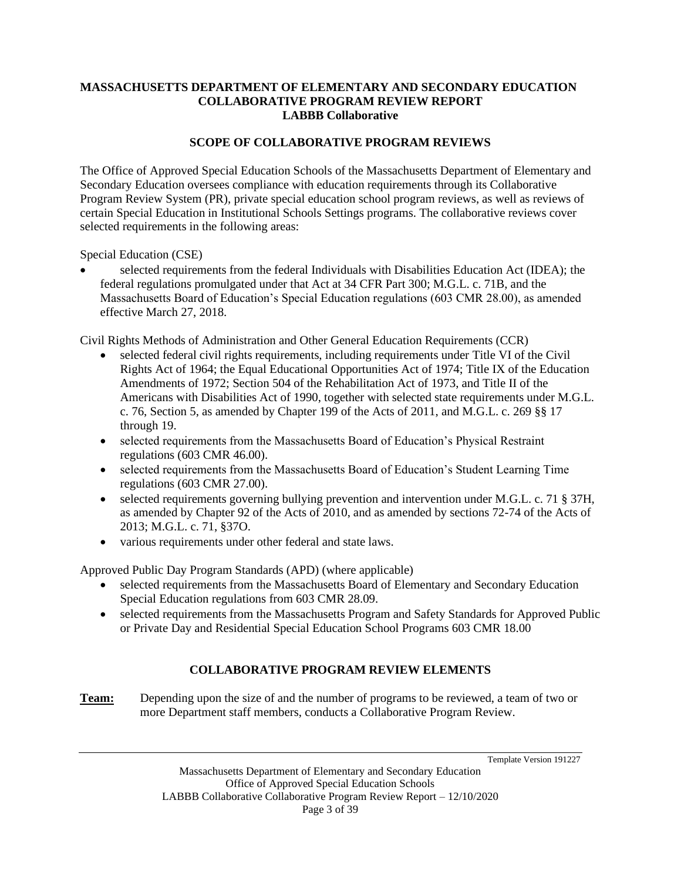**MASSACHUSETTS DEPARTMENT OF ELEMENTARY AND SECONDARY EDUCATION**
**COLLABORATIVE PROGRAM REVIEW REPORT**
**LABBB Collaborative**

## SCOPE OF COLLABORATIVE PROGRAM REVIEWS

The Office of Approved Special Education Schools of the Massachusetts Department of Elementary and Secondary Education oversees compliance with education requirements through its Collaborative Program Review System (PR), private special education school program reviews, as well as reviews of certain Special Education in Institutional Schools Settings programs. The collaborative reviews cover selected requirements in the following areas:

Special Education (CSE)

- selected requirements from the federal Individuals with Disabilities Education Act (IDEA); the federal regulations promulgated under that Act at 34 CFR Part 300; M.G.L. c. 71B, and the Massachusetts Board of Education's Special Education regulations (603 CMR 28.00), as amended effective March 27, 2018.

Civil Rights Methods of Administration and Other General Education Requirements (CCR)

- selected federal civil rights requirements, including requirements under Title VI of the Civil Rights Act of 1964; the Equal Educational Opportunities Act of 1974; Title IX of the Education Amendments of 1972; Section 504 of the Rehabilitation Act of 1973, and Title II of the Americans with Disabilities Act of 1990, together with selected state requirements under M.G.L. c. 76, Section 5, as amended by Chapter 199 of the Acts of 2011, and M.G.L. c. 269 §§ 17 through 19.
- selected requirements from the Massachusetts Board of Education's Physical Restraint regulations (603 CMR 46.00).
- selected requirements from the Massachusetts Board of Education's Student Learning Time regulations (603 CMR 27.00).
- selected requirements governing bullying prevention and intervention under M.G.L. c. 71 § 37H, as amended by Chapter 92 of the Acts of 2010, and as amended by sections 72-74 of the Acts of 2013; M.G.L. c. 71, §37O.
- various requirements under other federal and state laws.

Approved Public Day Program Standards (APD) (where applicable)

- selected requirements from the Massachusetts Board of Elementary and Secondary Education Special Education regulations from 603 CMR 28.09.
- selected requirements from the Massachusetts Program and Safety Standards for Approved Public or Private Day and Residential Special Education School Programs 603 CMR 18.00

## COLLABORATIVE PROGRAM REVIEW ELEMENTS

**Team:** Depending upon the size of and the number of programs to be reviewed, a team of two or more Department staff members, conducts a Collaborative Program Review.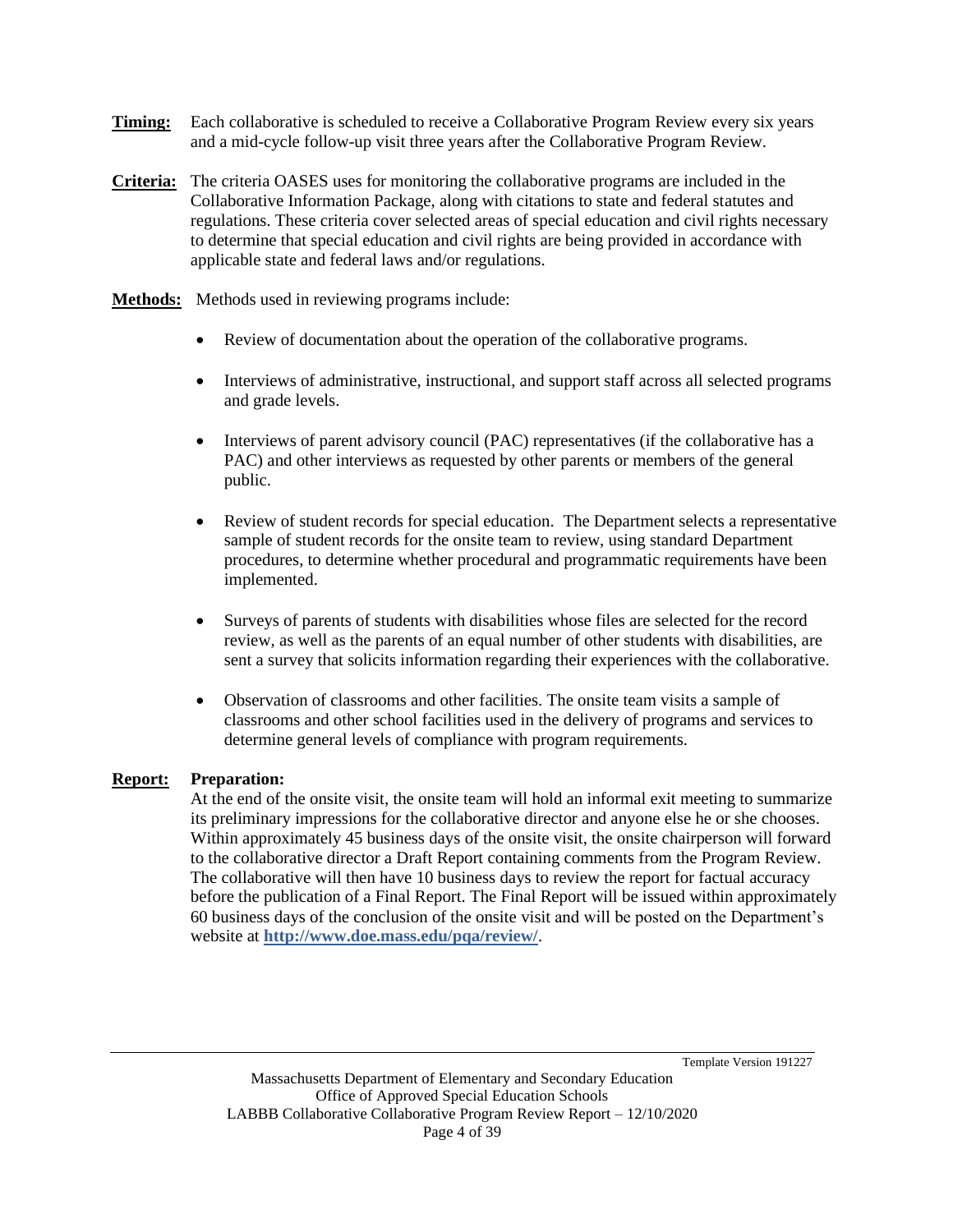**Timing:** Each collaborative is scheduled to receive a Collaborative Program Review every six years and a mid-cycle follow-up visit three years after the Collaborative Program Review.

**Criteria:** The criteria OASES uses for monitoring the collaborative programs are included in the Collaborative Information Package, along with citations to state and federal statutes and regulations. These criteria cover selected areas of special education and civil rights necessary to determine that special education and civil rights are being provided in accordance with applicable state and federal laws and/or regulations.

**Methods:** Methods used in reviewing programs include:

- Review of documentation about the operation of the collaborative programs.
- Interviews of administrative, instructional, and support staff across all selected programs and grade levels.
- Interviews of parent advisory council (PAC) representatives (if the collaborative has a PAC) and other interviews as requested by other parents or members of the general public.
- Review of student records for special education. The Department selects a representative sample of student records for the onsite team to review, using standard Department procedures, to determine whether procedural and programmatic requirements have been implemented.
- Surveys of parents of students with disabilities whose files are selected for the record review, as well as the parents of an equal number of other students with disabilities, are sent a survey that solicits information regarding their experiences with the collaborative.
- Observation of classrooms and other facilities. The onsite team visits a sample of classrooms and other school facilities used in the delivery of programs and services to determine general levels of compliance with program requirements.

**Report:** **Preparation:**

At the end of the onsite visit, the onsite team will hold an informal exit meeting to summarize its preliminary impressions for the collaborative director and anyone else he or she chooses. Within approximately 45 business days of the onsite visit, the onsite chairperson will forward to the collaborative director a Draft Report containing comments from the Program Review. The collaborative will then have 10 business days to review the report for factual accuracy before the publication of a Final Report. The Final Report will be issued within approximately 60 business days of the conclusion of the onsite visit and will be posted on the Department's website at **http://www.doe.mass.edu/pqa/review/**.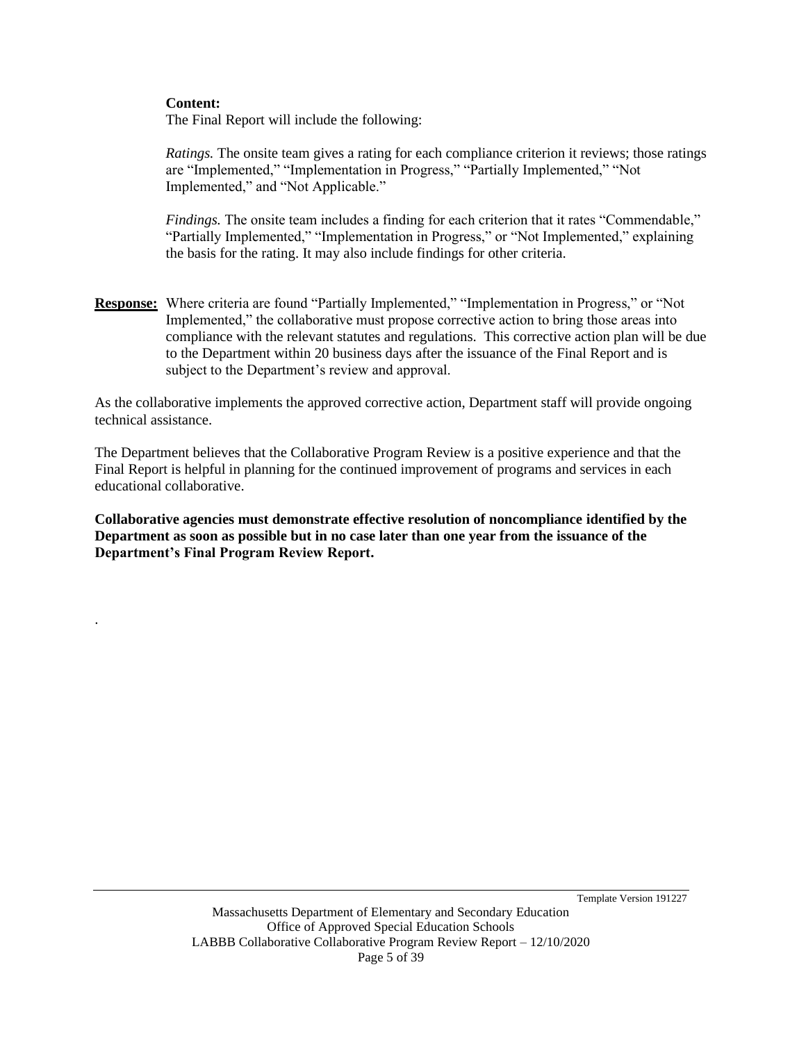**Content:**
The Final Report will include the following:

*Ratings.* The onsite team gives a rating for each compliance criterion it reviews; those ratings are "Implemented," "Implementation in Progress," "Partially Implemented," "Not Implemented," and "Not Applicable."

*Findings.* The onsite team includes a finding for each criterion that it rates "Commendable," "Partially Implemented," "Implementation in Progress," or "Not Implemented," explaining the basis for the rating. It may also include findings for other criteria.

**Response:** Where criteria are found "Partially Implemented," "Implementation in Progress," or "Not Implemented," the collaborative must propose corrective action to bring those areas into compliance with the relevant statutes and regulations. This corrective action plan will be due to the Department within 20 business days after the issuance of the Final Report and is subject to the Department's review and approval.

As the collaborative implements the approved corrective action, Department staff will provide ongoing technical assistance.

The Department believes that the Collaborative Program Review is a positive experience and that the Final Report is helpful in planning for the continued improvement of programs and services in each educational collaborative.

**Collaborative agencies must demonstrate effective resolution of noncompliance identified by the Department as soon as possible but in no case later than one year from the issuance of the Department's Final Program Review Report.**

.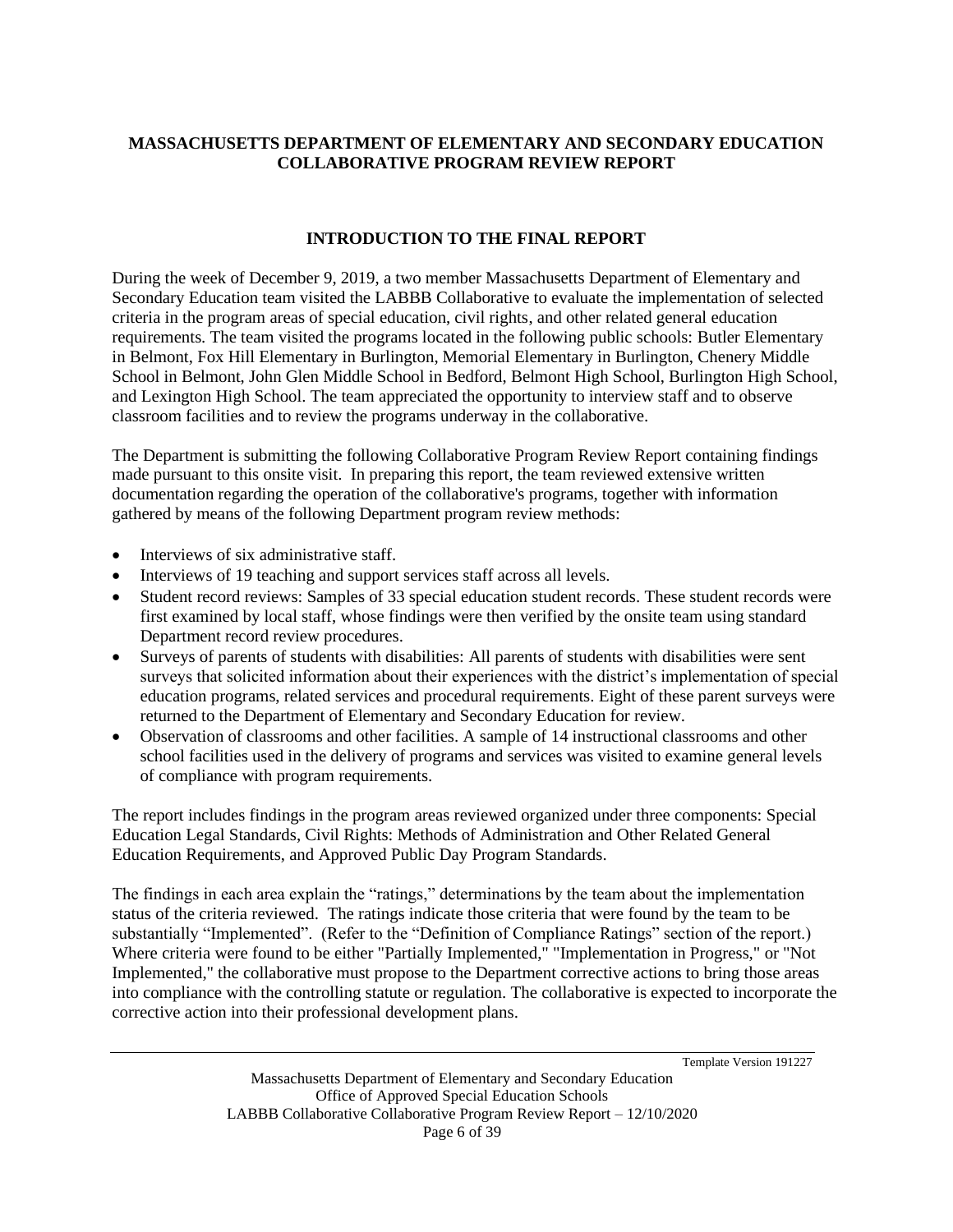**MASSACHUSETTS DEPARTMENT OF ELEMENTARY AND SECONDARY EDUCATION COLLABORATIVE PROGRAM REVIEW REPORT**

## INTRODUCTION TO THE FINAL REPORT

During the week of December 9, 2019, a two member Massachusetts Department of Elementary and Secondary Education team visited the LABBB Collaborative to evaluate the implementation of selected criteria in the program areas of special education, civil rights, and other related general education requirements. The team visited the programs located in the following public schools: Butler Elementary in Belmont, Fox Hill Elementary in Burlington, Memorial Elementary in Burlington, Chenery Middle School in Belmont, John Glen Middle School in Bedford, Belmont High School, Burlington High School, and Lexington High School. The team appreciated the opportunity to interview staff and to observe classroom facilities and to review the programs underway in the collaborative.

The Department is submitting the following Collaborative Program Review Report containing findings made pursuant to this onsite visit. In preparing this report, the team reviewed extensive written documentation regarding the operation of the collaborative's programs, together with information gathered by means of the following Department program review methods:

- Interviews of six administrative staff.
- Interviews of 19 teaching and support services staff across all levels.
- Student record reviews: Samples of 33 special education student records. These student records were first examined by local staff, whose findings were then verified by the onsite team using standard Department record review procedures.
- Surveys of parents of students with disabilities: All parents of students with disabilities were sent surveys that solicited information about their experiences with the district's implementation of special education programs, related services and procedural requirements. Eight of these parent surveys were returned to the Department of Elementary and Secondary Education for review.
- Observation of classrooms and other facilities. A sample of 14 instructional classrooms and other school facilities used in the delivery of programs and services was visited to examine general levels of compliance with program requirements.

The report includes findings in the program areas reviewed organized under three components: Special Education Legal Standards, Civil Rights: Methods of Administration and Other Related General Education Requirements, and Approved Public Day Program Standards.

The findings in each area explain the "ratings," determinations by the team about the implementation status of the criteria reviewed. The ratings indicate those criteria that were found by the team to be substantially "Implemented". (Refer to the "Definition of Compliance Ratings" section of the report.) Where criteria were found to be either "Partially Implemented," "Implementation in Progress," or "Not Implemented," the collaborative must propose to the Department corrective actions to bring those areas into compliance with the controlling statute or regulation. The collaborative is expected to incorporate the corrective action into their professional development plans.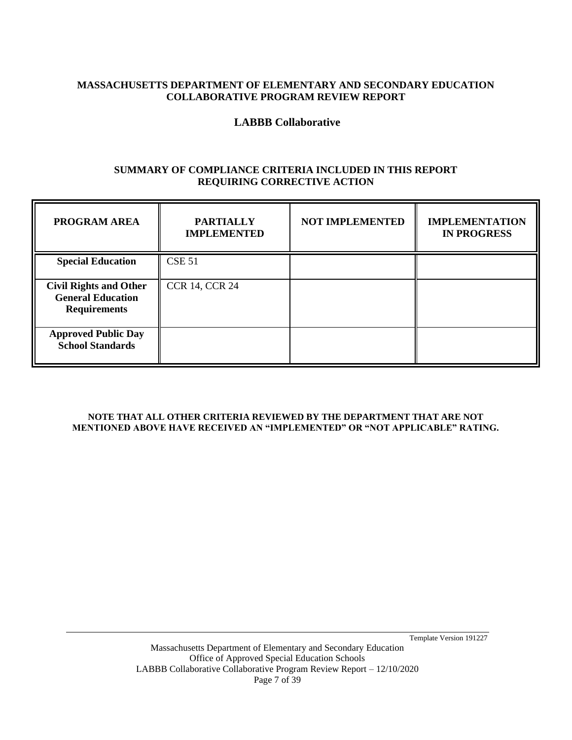**MASSACHUSETTS DEPARTMENT OF ELEMENTARY AND SECONDARY EDUCATION**
**COLLABORATIVE PROGRAM REVIEW REPORT**

**LABBB Collaborative**

**SUMMARY OF COMPLIANCE CRITERIA INCLUDED IN THIS REPORT REQUIRING CORRECTIVE ACTION**

| PROGRAM AREA | PARTIALLY IMPLEMENTED | NOT IMPLEMENTED | IMPLEMENTATION IN PROGRESS |
|---|---|---|---|
| **Special Education** | CSE 51 | | |
| **Civil Rights and Other General Education Requirements** | CCR 14, CCR 24 | | |
| **Approved Public Day School Standards** | | | |

**NOTE THAT ALL OTHER CRITERIA REVIEWED BY THE DEPARTMENT THAT ARE NOT MENTIONED ABOVE HAVE RECEIVED AN "IMPLEMENTED" OR "NOT APPLICABLE" RATING.**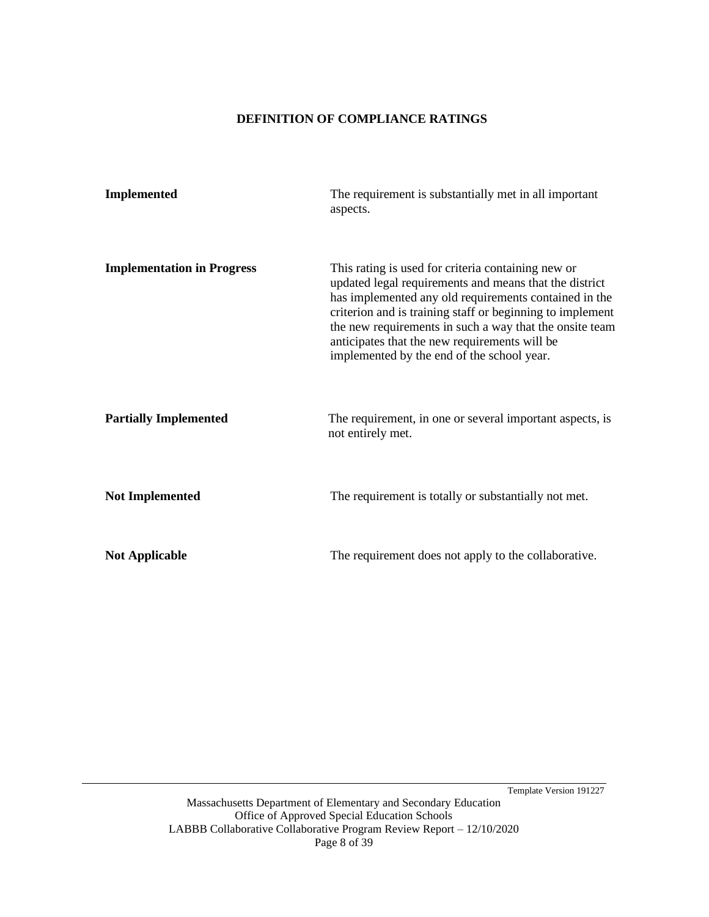## DEFINITION OF COMPLIANCE RATINGS

| | |
|---|---|
| **Implemented** | The requirement is substantially met in all important aspects. |
| **Implementation in Progress** | This rating is used for criteria containing new or updated legal requirements and means that the district has implemented any old requirements contained in the criterion and is training staff or beginning to implement the new requirements in such a way that the onsite team anticipates that the new requirements will be implemented by the end of the school year. |
| **Partially Implemented** | The requirement, in one or several important aspects, is not entirely met. |
| **Not Implemented** | The requirement is totally or substantially not met. |
| **Not Applicable** | The requirement does not apply to the collaborative. |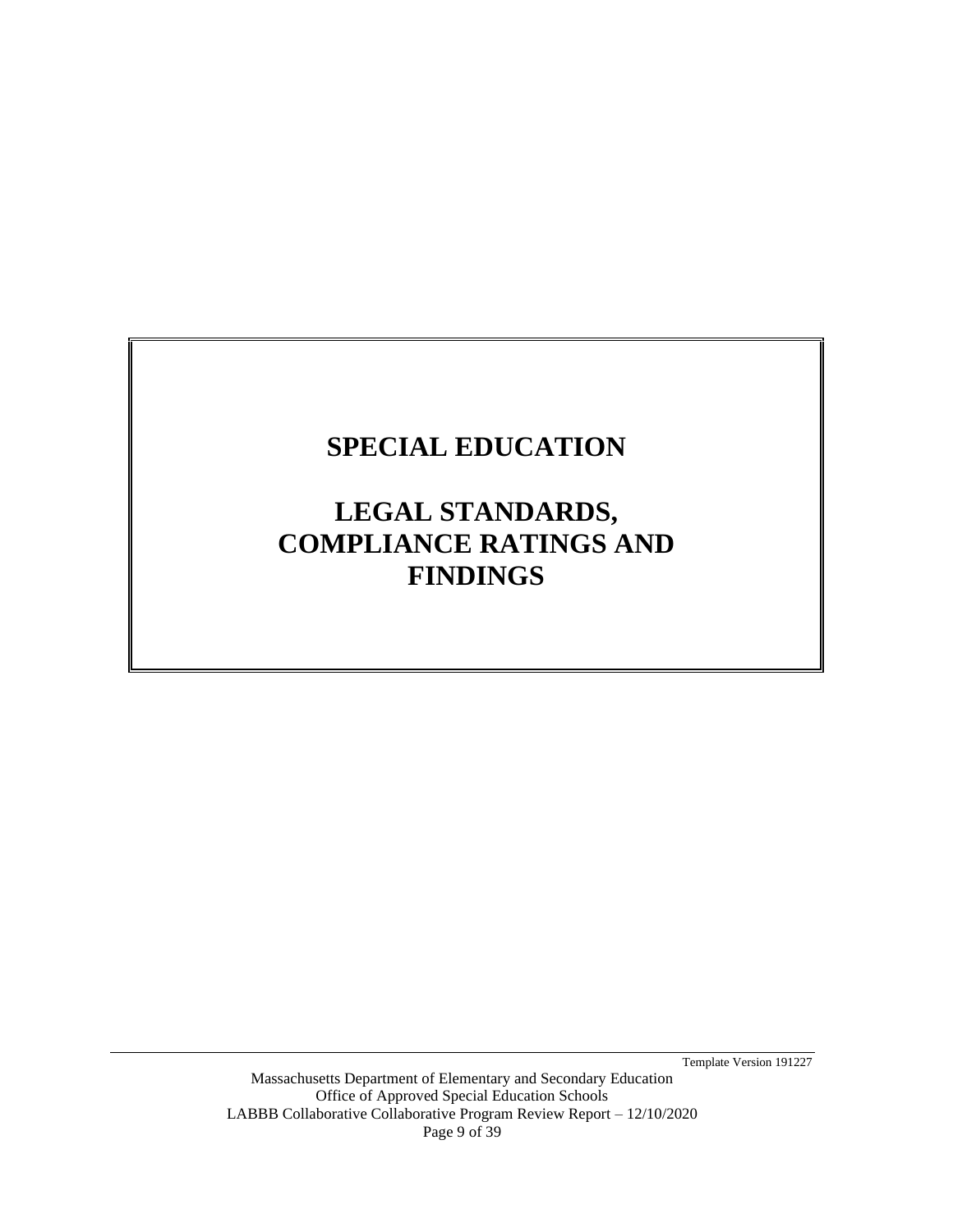# SPECIAL EDUCATION

# LEGAL STANDARDS, COMPLIANCE RATINGS AND FINDINGS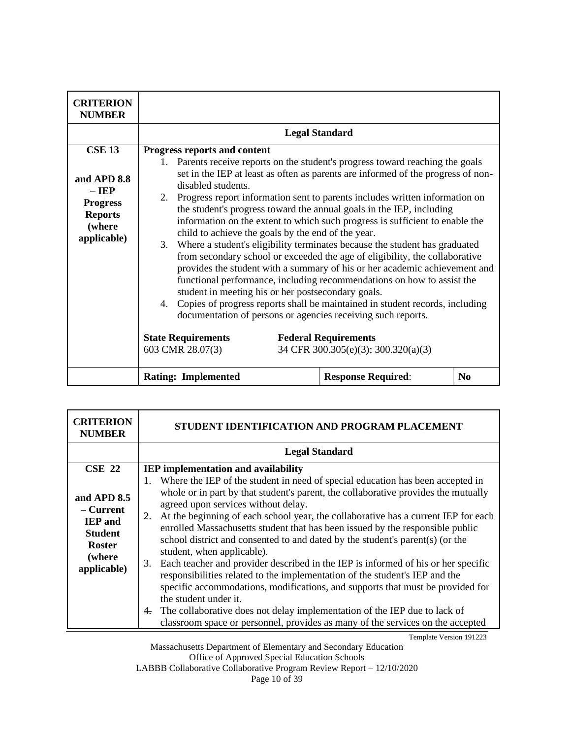| CRITERION NUMBER | | | |
|---|---|---|---|
| | **Legal Standard** | | |
| **CSE 13**<br><br>**and APD 8.8 – IEP Progress Reports (where applicable)** | **Progress reports and content**<br>1. Parents receive reports on the student's progress toward reaching the goals set in the IEP at least as often as parents are informed of the progress of non-disabled students.<br>2. Progress report information sent to parents includes written information on the student's progress toward the annual goals in the IEP, including information on the extent to which such progress is sufficient to enable the child to achieve the goals by the end of the year.<br>3. Where a student's eligibility terminates because the student has graduated from secondary school or exceeded the age of eligibility, the collaborative provides the student with a summary of his or her academic achievement and functional performance, including recommendations on how to assist the student in meeting his or her postsecondary goals.<br>4. Copies of progress reports shall be maintained in student records, including documentation of persons or agencies receiving such reports.<br><br>**State Requirements** 603 CMR 28.07(3)<br>**Federal Requirements** 34 CFR 300.305(e)(3); 300.320(a)(3) | | |
| | **Rating: Implemented** | **Response Required**: | **No** |

| CRITERION NUMBER | STUDENT IDENTIFICATION AND PROGRAM PLACEMENT |
|---|---|
| | **Legal Standard** |
| **CSE 22**<br><br>**and APD 8.5 – Current IEP and Student Roster (where applicable)** | **IEP implementation and availability**<br>1. Where the IEP of the student in need of special education has been accepted in whole or in part by that student's parent, the collaborative provides the mutually agreed upon services without delay.<br>2. At the beginning of each school year, the collaborative has a current IEP for each enrolled Massachusetts student that has been issued by the responsible public school district and consented to and dated by the student's parent(s) (or the student, when applicable).<br>3. Each teacher and provider described in the IEP is informed of his or her specific responsibilities related to the implementation of the student's IEP and the specific accommodations, modifications, and supports that must be provided for the student under it.<br>4. The collaborative does not delay implementation of the IEP due to lack of classroom space or personnel, provides as many of the services on the accepted |

Template Version 191223

Massachusetts Department of Elementary and Secondary Education
Office of Approved Special Education Schools
LABBB Collaborative Collaborative Program Review Report – 12/10/2020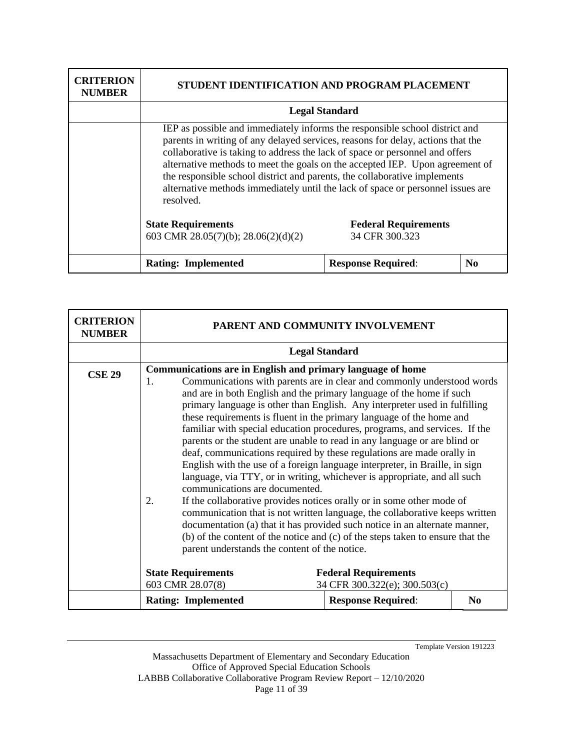| CRITERION NUMBER | STUDENT IDENTIFICATION AND PROGRAM PLACEMENT | | |
|---|---|---|---|
| | **Legal Standard** | | |
| | IEP as possible and immediately informs the responsible school district and parents in writing of any delayed services, reasons for delay, actions that the collaborative is taking to address the lack of space or personnel and offers alternative methods to meet the goals on the accepted IEP. Upon agreement of the responsible school district and parents, the collaborative implements alternative methods immediately until the lack of space or personnel issues are resolved.<br><br>**State Requirements**<br>603 CMR 28.05(7)(b); 28.06(2)(d)(2) | **Federal Requirements**<br>34 CFR 300.323 | |
| | **Rating: Implemented** | **Response Required**: | **No** |

| CRITERION NUMBER | PARENT AND COMMUNITY INVOLVEMENT | | |
|---|---|---|---|
| | **Legal Standard** | | |
| **CSE 29** | **Communications are in English and primary language of home**<br>1. Communications with parents are in clear and commonly understood words and are in both English and the primary language of the home if such primary language is other than English. Any interpreter used in fulfilling these requirements is fluent in the primary language of the home and familiar with special education procedures, programs, and services. If the parents or the student are unable to read in any language or are blind or deaf, communications required by these regulations are made orally in English with the use of a foreign language interpreter, in Braille, in sign language, via TTY, or in writing, whichever is appropriate, and all such communications are documented.<br>2. If the collaborative provides notices orally or in some other mode of communication that is not written language, the collaborative keeps written documentation (a) that it has provided such notice in an alternate manner, (b) of the content of the notice and (c) of the steps taken to ensure that the parent understands the content of the notice.<br><br>**State Requirements**<br>603 CMR 28.07(8) | **Federal Requirements**<br>34 CFR 300.322(e); 300.503(c) | |
| | **Rating: Implemented** | **Response Required**: | **No** |

Template Version 191223

Massachusetts Department of Elementary and Secondary Education
Office of Approved Special Education Schools
LABBB Collaborative Collaborative Program Review Report – 12/10/2020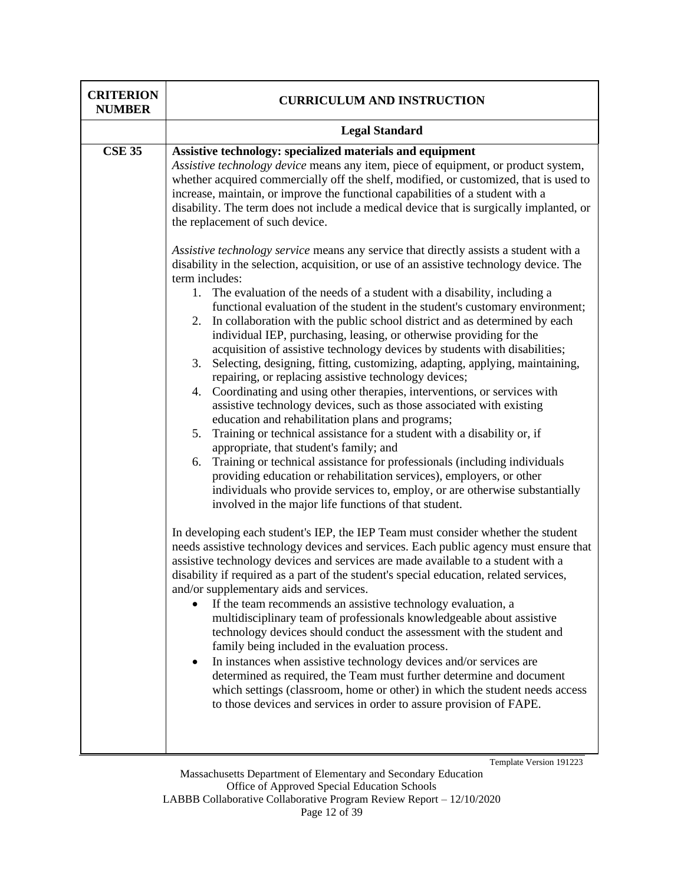| CRITERION NUMBER | CURRICULUM AND INSTRUCTION |
|---|---|
| | **Legal Standard** |
| **CSE 35** | **Assistive technology: specialized materials and equipment**<br>*Assistive technology device* means any item, piece of equipment, or product system, whether acquired commercially off the shelf, modified, or customized, that is used to increase, maintain, or improve the functional capabilities of a student with a disability. The term does not include a medical device that is surgically implanted, or the replacement of such device.<br><br>*Assistive technology service* means any service that directly assists a student with a disability in the selection, acquisition, or use of an assistive technology device. The term includes:<br>1. The evaluation of the needs of a student with a disability, including a functional evaluation of the student in the student's customary environment;<br>2. In collaboration with the public school district and as determined by each individual IEP, purchasing, leasing, or otherwise providing for the acquisition of assistive technology devices by students with disabilities;<br>3. Selecting, designing, fitting, customizing, adapting, applying, maintaining, repairing, or replacing assistive technology devices;<br>4. Coordinating and using other therapies, interventions, or services with assistive technology devices, such as those associated with existing education and rehabilitation plans and programs;<br>5. Training or technical assistance for a student with a disability or, if appropriate, that student's family; and<br>6. Training or technical assistance for professionals (including individuals providing education or rehabilitation services), employers, or other individuals who provide services to, employ, or are otherwise substantially involved in the major life functions of that student.<br><br>In developing each student's IEP, the IEP Team must consider whether the student needs assistive technology devices and services. Each public agency must ensure that assistive technology devices and services are made available to a student with a disability if required as a part of the student's special education, related services, and/or supplementary aids and services.<br>• If the team recommends an assistive technology evaluation, a multidisciplinary team of professionals knowledgeable about assistive technology devices should conduct the assessment with the student and family being included in the evaluation process.<br>• In instances when assistive technology devices and/or services are determined as required, the Team must further determine and document which settings (classroom, home or other) in which the student needs access to those devices and services in order to assure provision of FAPE. |

Template Version 191223

Massachusetts Department of Elementary and Secondary Education
Office of Approved Special Education Schools
LABBB Collaborative Collaborative Program Review Report – 12/10/2020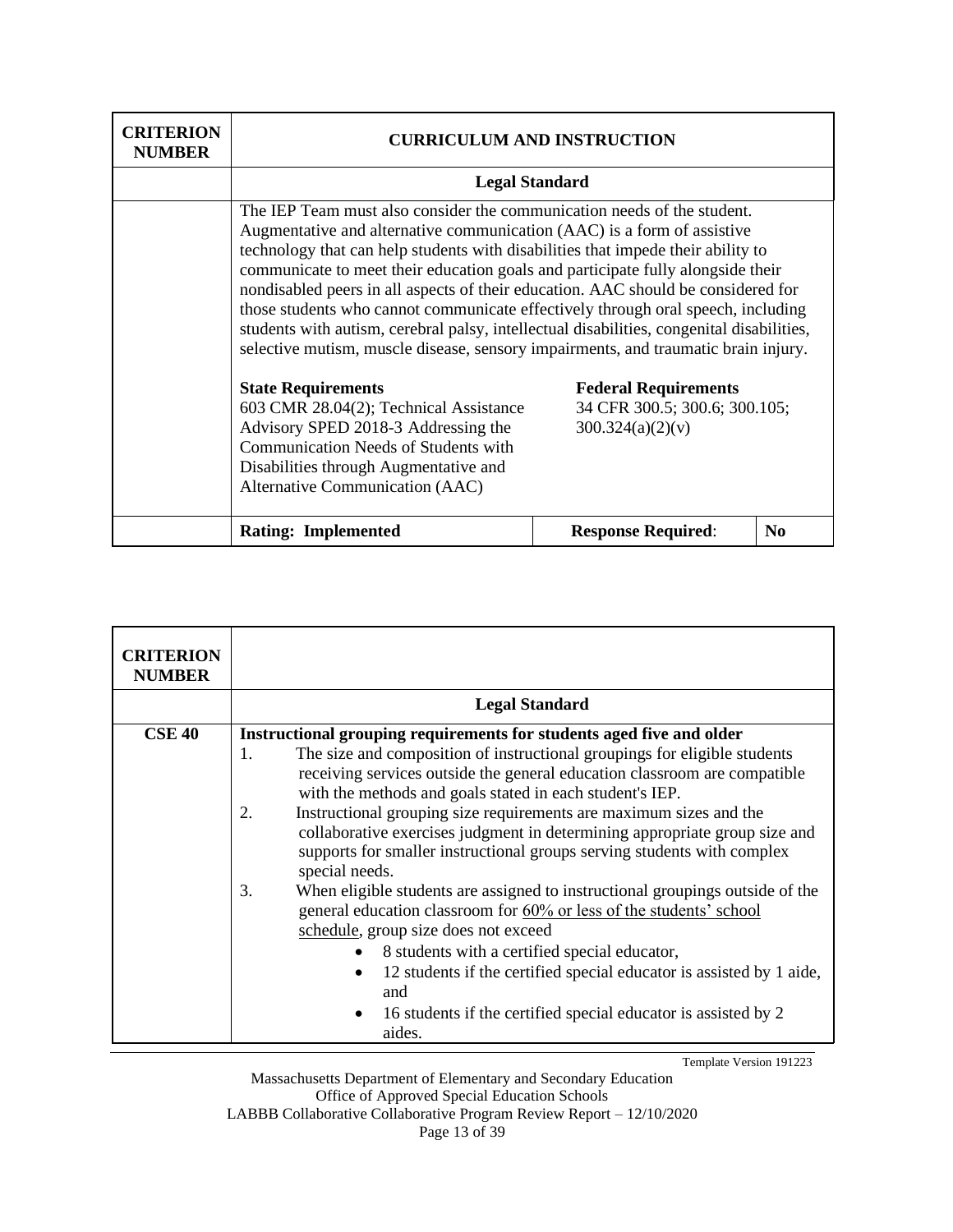| CRITERION NUMBER | CURRICULUM AND INSTRUCTION | | |
|---|---|---|---|
| | **Legal Standard** | | |
| | The IEP Team must also consider the communication needs of the student. Augmentative and alternative communication (AAC) is a form of assistive technology that can help students with disabilities that impede their ability to communicate to meet their education goals and participate fully alongside their nondisabled peers in all aspects of their education. AAC should be considered for those students who cannot communicate effectively through oral speech, including students with autism, cerebral palsy, intellectual disabilities, congenital disabilities, selective mutism, muscle disease, sensory impairments, and traumatic brain injury.<br><br>**State Requirements**<br>603 CMR 28.04(2); Technical Assistance Advisory SPED 2018-3 Addressing the Communication Needs of Students with Disabilities through Augmentative and Alternative Communication (AAC) | **Federal Requirements**<br>34 CFR 300.5; 300.6; 300.105; 300.324(a)(2)(v) | |
| | **Rating: Implemented** | **Response Required**: | **No** |

| CRITERION NUMBER | |
|---|---|
| | **Legal Standard** |
| **CSE 40** | **Instructional grouping requirements for students aged five and older**<br>1. The size and composition of instructional groupings for eligible students receiving services outside the general education classroom are compatible with the methods and goals stated in each student's IEP.<br>2. Instructional grouping size requirements are maximum sizes and the collaborative exercises judgment in determining appropriate group size and supports for smaller instructional groups serving students with complex special needs.<br>3. When eligible students are assigned to instructional groupings outside of the general education classroom for <u>60% or less of the students' school schedule</u>, group size does not exceed<br>• 8 students with a certified special educator,<br>• 12 students if the certified special educator is assisted by 1 aide, and<br>• 16 students if the certified special educator is assisted by 2 aides. |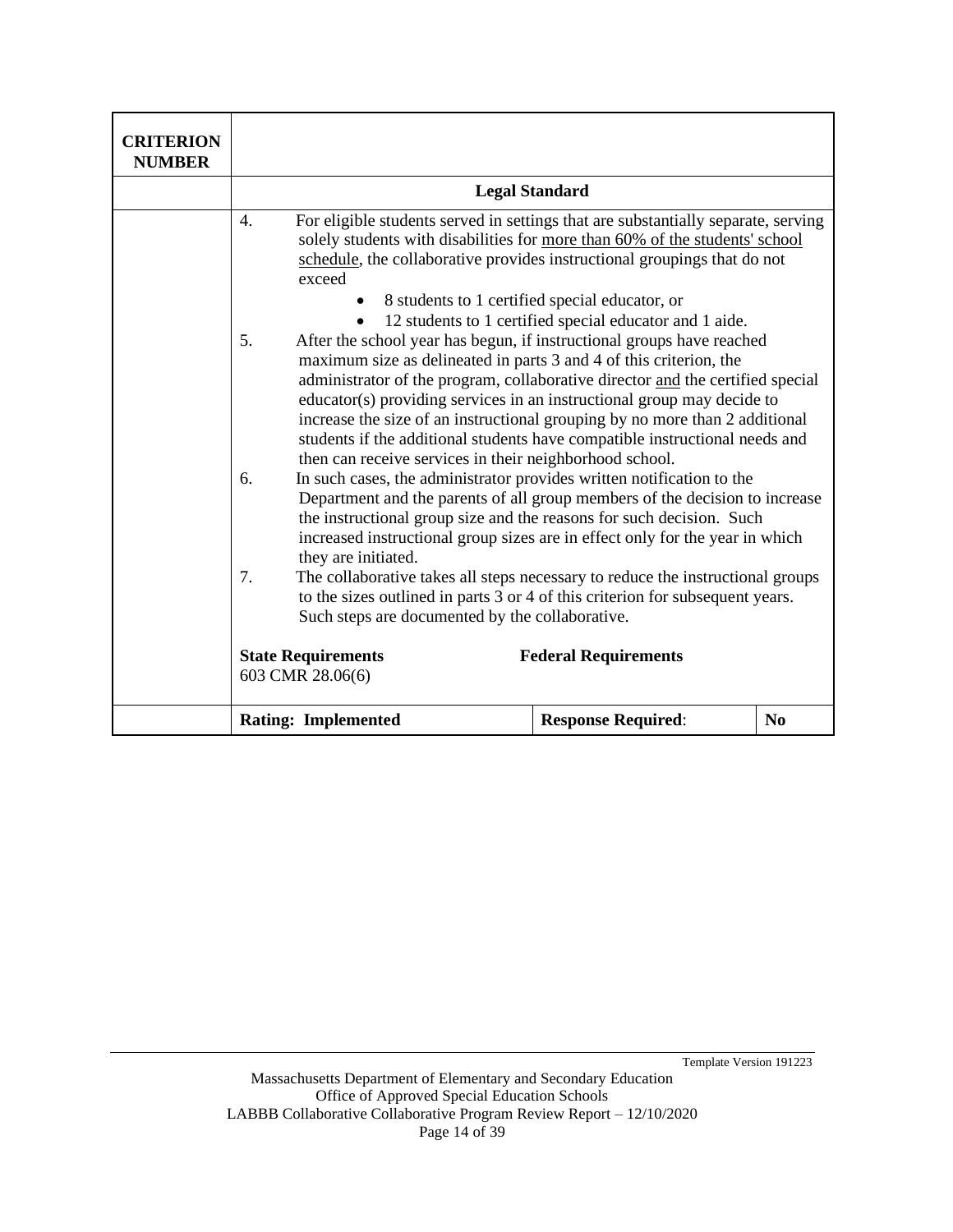| CRITERION NUMBER | | | |
|---|---|---|---|
| | **Legal Standard** | | |
| | 4. For eligible students served in settings that are substantially separate, serving solely students with disabilities for <u>more than 60% of the students' school schedule</u>, the collaborative provides instructional groupings that do not exceed<br>• 8 students to 1 certified special educator, or<br>• 12 students to 1 certified special educator and 1 aide.<br>5. After the school year has begun, if instructional groups have reached maximum size as delineated in parts 3 and 4 of this criterion, the administrator of the program, collaborative director <u>and</u> the certified special educator(s) providing services in an instructional group may decide to increase the size of an instructional grouping by no more than 2 additional students if the additional students have compatible instructional needs and then can receive services in their neighborhood school.<br>6. In such cases, the administrator provides written notification to the Department and the parents of all group members of the decision to increase the instructional group size and the reasons for such decision. Such increased instructional group sizes are in effect only for the year in which they are initiated.<br>7. The collaborative takes all steps necessary to reduce the instructional groups to the sizes outlined in parts 3 or 4 of this criterion for subsequent years. Such steps are documented by the collaborative.<br><br>**State Requirements**<br>603 CMR 28.06(6) | **Federal Requirements** | |
| | **Rating: Implemented** | **Response Required**: | **No** |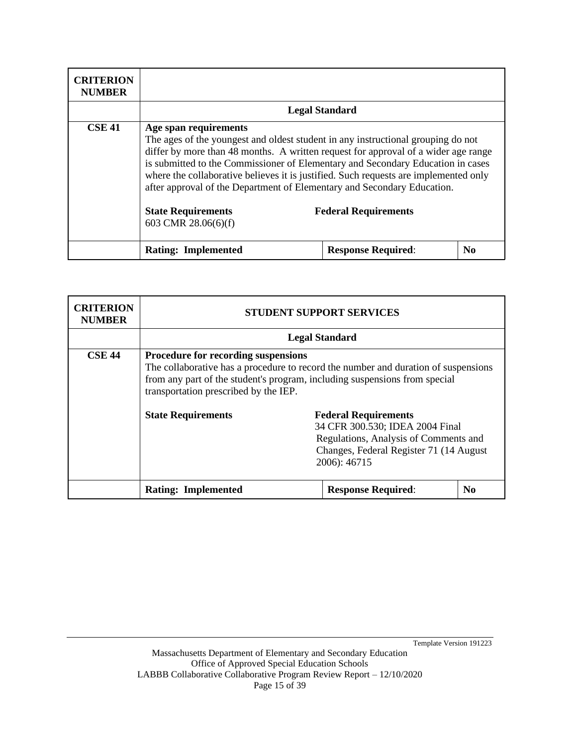| CRITERION NUMBER | | | |
|---|---|---|---|
| | **Legal Standard** | | |
| **CSE 41** | **Age span requirements**<br>The ages of the youngest and oldest student in any instructional grouping do not differ by more than 48 months. A written request for approval of a wider age range is submitted to the Commissioner of Elementary and Secondary Education in cases where the collaborative believes it is justified. Such requests are implemented only after approval of the Department of Elementary and Secondary Education.<br><br>**State Requirements**<br>603 CMR 28.06(6)(f) | **Federal Requirements** | |
| | **Rating: Implemented** | **Response Required**: | **No** |

| CRITERION NUMBER | STUDENT SUPPORT SERVICES | | |
|---|---|---|---|
| | **Legal Standard** | | |
| **CSE 44** | **Procedure for recording suspensions**<br>The collaborative has a procedure to record the number and duration of suspensions from any part of the student's program, including suspensions from special transportation prescribed by the IEP.<br><br>**State Requirements** | **Federal Requirements**<br>34 CFR 300.530; IDEA 2004 Final Regulations, Analysis of Comments and Changes, Federal Register 71 (14 August 2006): 46715 | |
| | **Rating: Implemented** | **Response Required**: | **No** |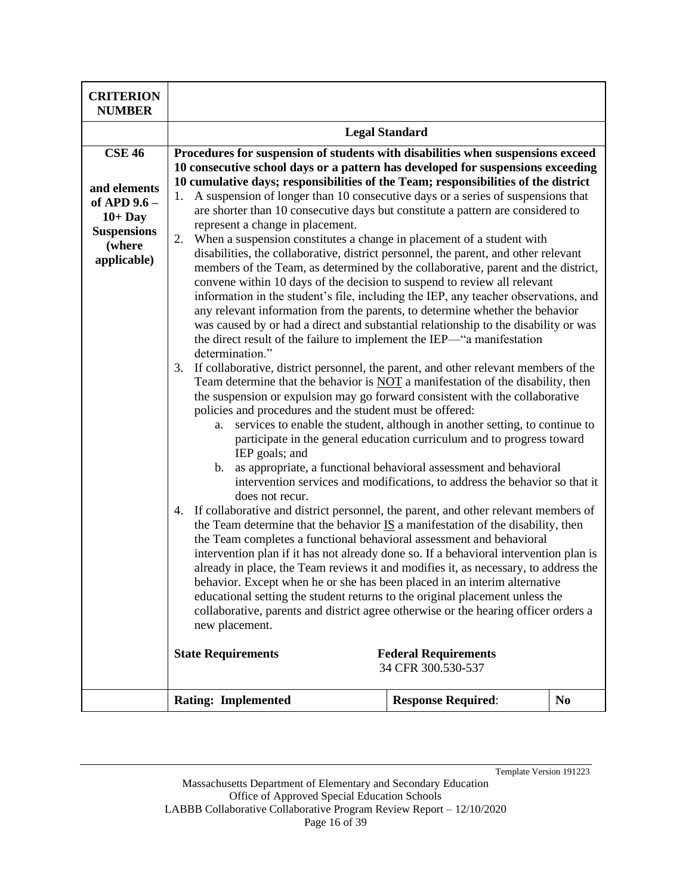| CRITERION NUMBER | | | |
|---|---|---|---|
| | **Legal Standard** | | |
| **CSE 46**<br><br>**and elements of APD 9.6 – 10+ Day Suspensions (where applicable)** | **Procedures for suspension of students with disabilities when suspensions exceed 10 consecutive school days or a pattern has developed for suspensions exceeding 10 cumulative days; responsibilities of the Team; responsibilities of the district**<br>1. A suspension of longer than 10 consecutive days or a series of suspensions that are shorter than 10 consecutive days but constitute a pattern are considered to represent a change in placement.<br>2. When a suspension constitutes a change in placement of a student with disabilities, the collaborative, district personnel, the parent, and other relevant members of the Team, as determined by the collaborative, parent and the district, convene within 10 days of the decision to suspend to review all relevant information in the student's file, including the IEP, any teacher observations, and any relevant information from the parents, to determine whether the behavior was caused by or had a direct and substantial relationship to the disability or was the direct result of the failure to implement the IEP—"a manifestation determination."<br>3. If collaborative, district personnel, the parent, and other relevant members of the Team determine that the behavior is <u>NOT</u> a manifestation of the disability, then the suspension or expulsion may go forward consistent with the collaborative policies and procedures and the student must be offered:<br>&nbsp;&nbsp;&nbsp;&nbsp;a. services to enable the student, although in another setting, to continue to participate in the general education curriculum and to progress toward IEP goals; and<br>&nbsp;&nbsp;&nbsp;&nbsp;b. as appropriate, a functional behavioral assessment and behavioral intervention services and modifications, to address the behavior so that it does not recur.<br>4. If collaborative and district personnel, the parent, and other relevant members of the Team determine that the behavior <u>IS</u> a manifestation of the disability, then the Team completes a functional behavioral assessment and behavioral intervention plan if it has not already done so. If a behavioral intervention plan is already in place, the Team reviews it and modifies it, as necessary, to address the behavior. Except when he or she has been placed in an interim alternative educational setting the student returns to the original placement unless the collaborative, parents and district agree otherwise or the hearing officer orders a new placement. | | |
| | **State Requirements** | **Federal Requirements**<br>34 CFR 300.530-537 | |
| | **Rating: Implemented** | **Response Required**: | **No** |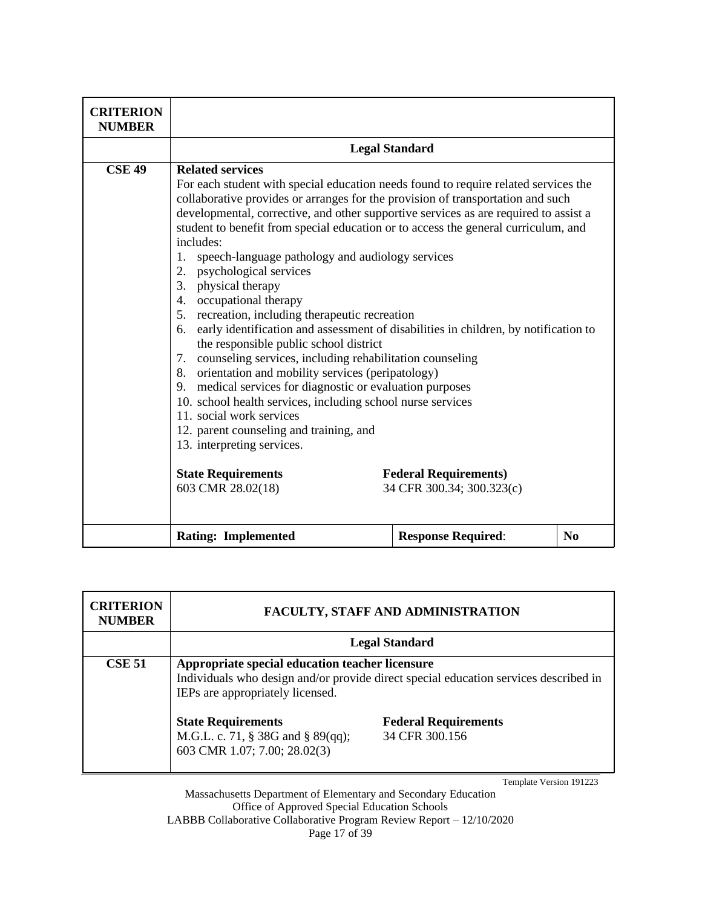| CRITERION NUMBER | | | |
|---|---|---|---|
| | **Legal Standard** | | |
| **CSE 49** | **Related services**<br>For each student with special education needs found to require related services the collaborative provides or arranges for the provision of transportation and such developmental, corrective, and other supportive services as are required to assist a student to benefit from special education or to access the general curriculum, and includes:<br>1. speech-language pathology and audiology services<br>2. psychological services<br>3. physical therapy<br>4. occupational therapy<br>5. recreation, including therapeutic recreation<br>6. early identification and assessment of disabilities in children, by notification to the responsible public school district<br>7. counseling services, including rehabilitation counseling<br>8. orientation and mobility services (peripatology)<br>9. medical services for diagnostic or evaluation purposes<br>10. school health services, including school nurse services<br>11. social work services<br>12. parent counseling and training, and<br>13. interpreting services.<br><br>**State Requirements**<br>603 CMR 28.02(18) | <br><br><br><br><br><br><br><br><br><br><br><br><br><br><br><br><br>**Federal Requirements)**<br>34 CFR 300.34; 300.323(c) | |
| | **Rating: Implemented** | **Response Required**: | **No** |

| CRITERION NUMBER | FACULTY, STAFF AND ADMINISTRATION | |
|---|---|---|
| | **Legal Standard** | |
| **CSE 51** | **Appropriate special education teacher licensure**<br>Individuals who design and/or provide direct special education services described in IEPs are appropriately licensed.<br><br>**State Requirements**<br>M.G.L. c. 71, § 38G and § 89(qq);<br>603 CMR 1.07; 7.00; 28.02(3) | <br><br><br><br>**Federal Requirements**<br>34 CFR 300.156 |

Template Version 191223

Massachusetts Department of Elementary and Secondary Education
Office of Approved Special Education Schools
LABBB Collaborative Collaborative Program Review Report – 12/10/2020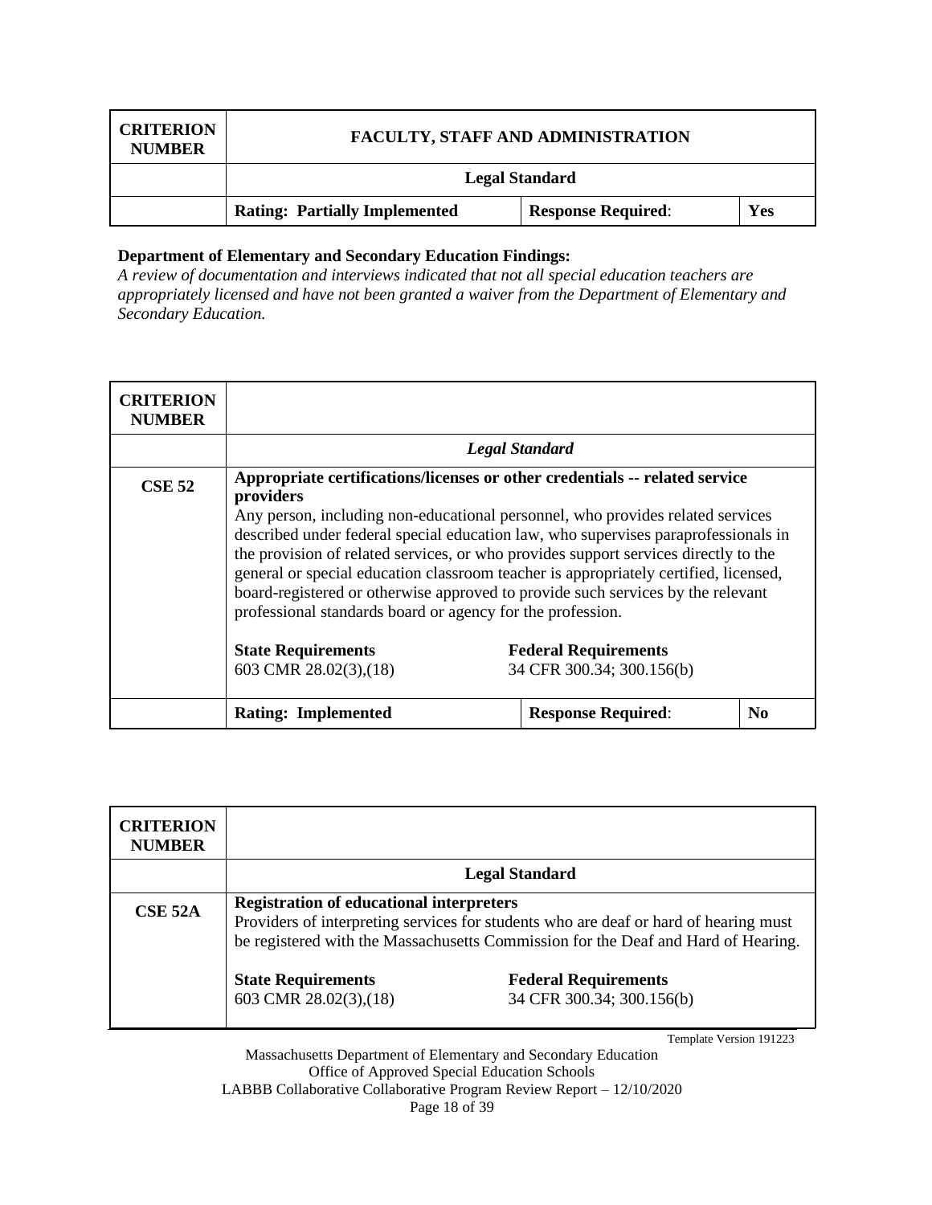| CRITERION NUMBER | FACULTY, STAFF AND ADMINISTRATION | | |
|---|---|---|---|
| | **Legal Standard** | | |
| | **Rating: Partially Implemented** | **Response Required**: | **Yes** |

**Department of Elementary and Secondary Education Findings:**
*A review of documentation and interviews indicated that not all special education teachers are appropriately licensed and have not been granted a waiver from the Department of Elementary and Secondary Education.*

| CRITERION NUMBER | | | |
|---|---|---|---|
| | ***Legal Standard*** | | |
| **CSE 52** | **Appropriate certifications/licenses or other credentials -- related service providers**<br>Any person, including non-educational personnel, who provides related services described under federal special education law, who supervises paraprofessionals in the provision of related services, or who provides support services directly to the general or special education classroom teacher is appropriately certified, licensed, board-registered or otherwise approved to provide such services by the relevant professional standards board or agency for the profession.<br><br>**State Requirements**<br>603 CMR 28.02(3),(18) | **Federal Requirements**<br>34 CFR 300.34; 300.156(b) | |
| | **Rating: Implemented** | **Response Required**: | **No** |

| CRITERION NUMBER | | |
|---|---|---|
| | **Legal Standard** | |
| **CSE 52A** | **Registration of educational interpreters**<br>Providers of interpreting services for students who are deaf or hard of hearing must be registered with the Massachusetts Commission for the Deaf and Hard of Hearing.<br><br>**State Requirements**<br>603 CMR 28.02(3),(18) | **Federal Requirements**<br>34 CFR 300.34; 300.156(b) |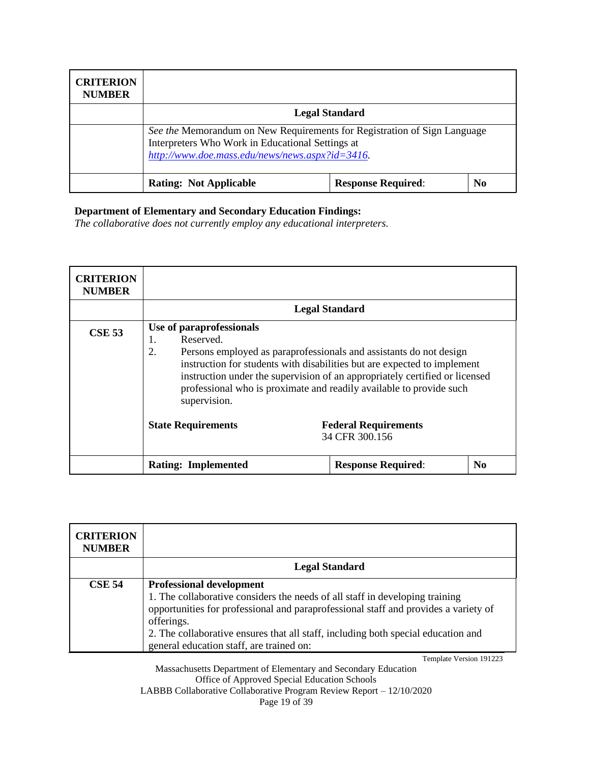| CRITERION NUMBER | | | |
|---|---|---|---|
| | **Legal Standard** | | |
| | *See the* Memorandum on New Requirements for Registration of Sign Language Interpreters Who Work in Educational Settings at *http://www.doe.mass.edu/news/news.aspx?id=3416.* | | |
| | **Rating: Not Applicable** | **Response Required**: | **No** |

**Department of Elementary and Secondary Education Findings:**
*The collaborative does not currently employ any educational interpreters.*

| CRITERION NUMBER | | | |
|---|---|---|---|
| | **Legal Standard** | | |
| **CSE 53** | **Use of paraprofessionals**<br>1. Reserved.<br>2. Persons employed as paraprofessionals and assistants do not design instruction for students with disabilities but are expected to implement instruction under the supervision of an appropriately certified or licensed professional who is proximate and readily available to provide such supervision.<br><br>**State Requirements** **Federal Requirements**<br>34 CFR 300.156 | | |
| | **Rating: Implemented** | **Response Required**: | **No** |

| CRITERION NUMBER | |
|---|---|
| | **Legal Standard** |
| **CSE 54** | **Professional development**<br>1. The collaborative considers the needs of all staff in developing training opportunities for professional and paraprofessional staff and provides a variety of offerings.<br>2. The collaborative ensures that all staff, including both special education and general education staff, are trained on: |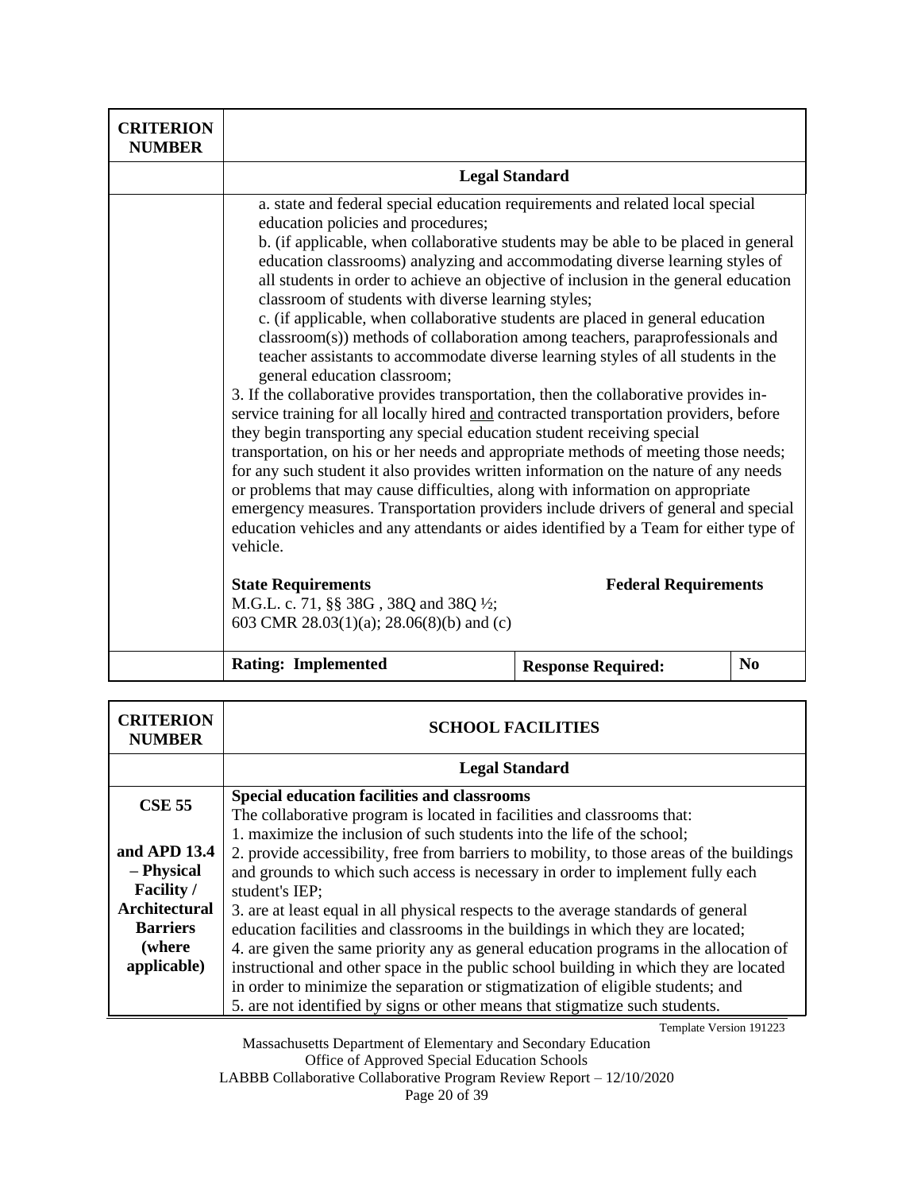| CRITERION NUMBER | | | |
|---|---|---|---|
| | **Legal Standard** | | |
| | a. state and federal special education requirements and related local special education policies and procedures;<br>b. (if applicable, when collaborative students may be able to be placed in general education classrooms) analyzing and accommodating diverse learning styles of all students in order to achieve an objective of inclusion in the general education classroom of students with diverse learning styles;<br>c. (if applicable, when collaborative students are placed in general education classroom(s)) methods of collaboration among teachers, paraprofessionals and teacher assistants to accommodate diverse learning styles of all students in the general education classroom;<br>3. If the collaborative provides transportation, then the collaborative provides in-service training for all locally hired <u>and</u> contracted transportation providers, before they begin transporting any special education student receiving special transportation, on his or her needs and appropriate methods of meeting those needs; for any such student it also provides written information on the nature of any needs or problems that may cause difficulties, along with information on appropriate emergency measures. Transportation providers include drivers of general and special education vehicles and any attendants or aides identified by a Team for either type of vehicle.<br><br>**State Requirements**<br>M.G.L. c. 71, §§ 38G , 38Q and 38Q ½;<br>603 CMR 28.03(1)(a); 28.06(8)(b) and (c) | **Federal Requirements** | |
| | **Rating: Implemented** | **Response Required:** | **No** |

| CRITERION NUMBER | SCHOOL FACILITIES |
|---|---|
| | **Legal Standard** |
| **CSE 55**<br><br>**and APD 13.4 – Physical Facility / Architectural Barriers (where applicable)** | **Special education facilities and classrooms**<br>The collaborative program is located in facilities and classrooms that:<br>1. maximize the inclusion of such students into the life of the school;<br>2. provide accessibility, free from barriers to mobility, to those areas of the buildings and grounds to which such access is necessary in order to implement fully each student's IEP;<br>3. are at least equal in all physical respects to the average standards of general education facilities and classrooms in the buildings in which they are located;<br>4. are given the same priority any as general education programs in the allocation of instructional and other space in the public school building in which they are located in order to minimize the separation or stigmatization of eligible students; and<br>5. are not identified by signs or other means that stigmatize such students. |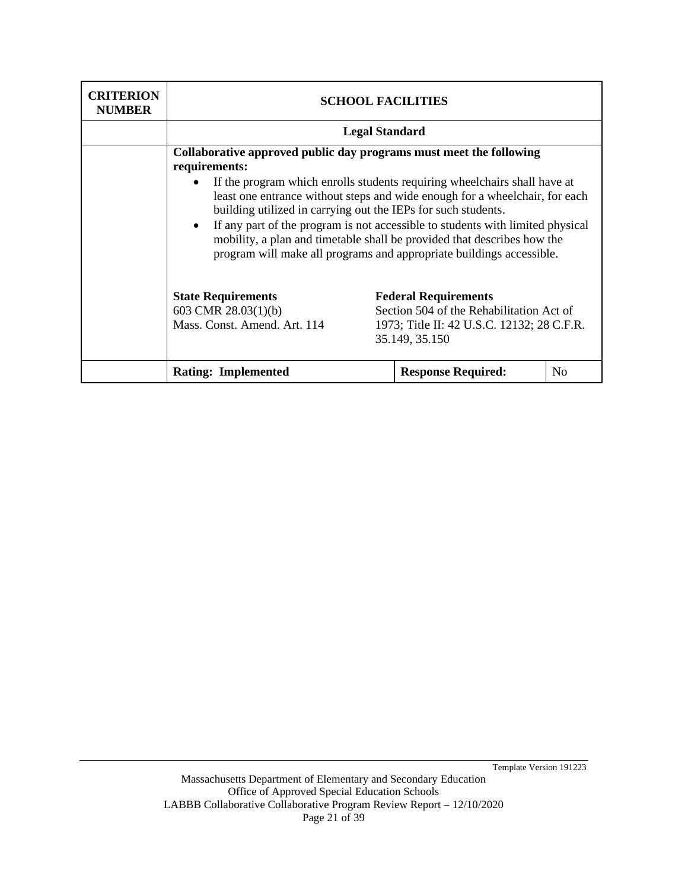| CRITERION NUMBER | SCHOOL FACILITIES | | |
|---|---|---|---|
| | **Legal Standard** | | |
| | **Collaborative approved public day programs must meet the following requirements:**<br>• If the program which enrolls students requiring wheelchairs shall have at least one entrance without steps and wide enough for a wheelchair, for each building utilized in carrying out the IEPs for such students.<br>• If any part of the program is not accessible to students with limited physical mobility, a plan and timetable shall be provided that describes how the program will make all programs and appropriate buildings accessible.<br><br>**State Requirements**<br>603 CMR 28.03(1)(b)<br>Mass. Const. Amend. Art. 114<br><br>**Federal Requirements**<br>Section 504 of the Rehabilitation Act of 1973; Title II: 42 U.S.C. 12132; 28 C.F.R. 35.149, 35.150 | | |
| | **Rating: Implemented** | **Response Required:** | No |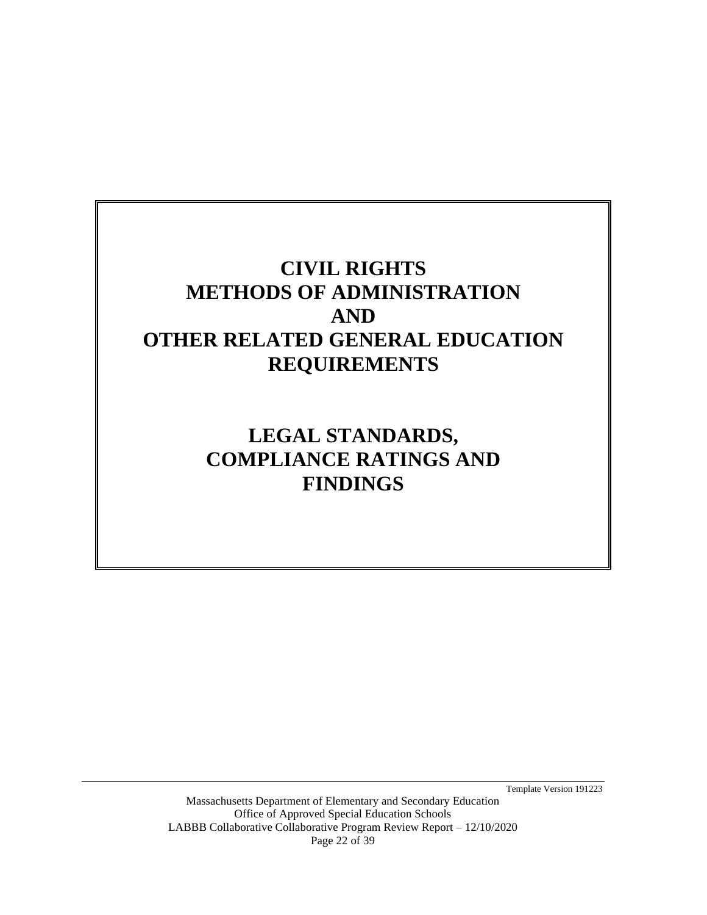# CIVIL RIGHTS METHODS OF ADMINISTRATION AND OTHER RELATED GENERAL EDUCATION REQUIREMENTS

# LEGAL STANDARDS, COMPLIANCE RATINGS AND FINDINGS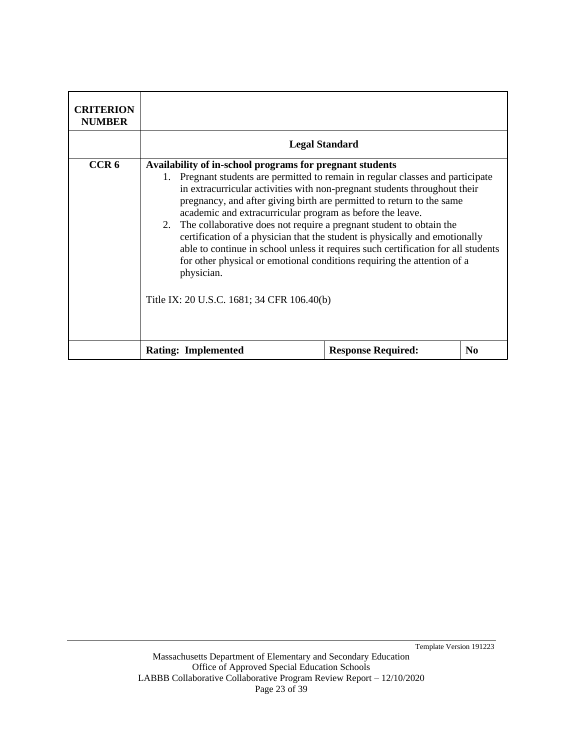| CRITERION NUMBER | | | |
|---|---|---|---|
| | **Legal Standard** | | |
| **CCR 6** | **Availability of in-school programs for pregnant students**<br>1. Pregnant students are permitted to remain in regular classes and participate in extracurricular activities with non-pregnant students throughout their pregnancy, and after giving birth are permitted to return to the same academic and extracurricular program as before the leave.<br>2. The collaborative does not require a pregnant student to obtain the certification of a physician that the student is physically and emotionally able to continue in school unless it requires such certification for all students for other physical or emotional conditions requiring the attention of a physician.<br><br>Title IX: 20 U.S.C. 1681; 34 CFR 106.40(b) | | |
| | **Rating: Implemented** | **Response Required:** | **No** |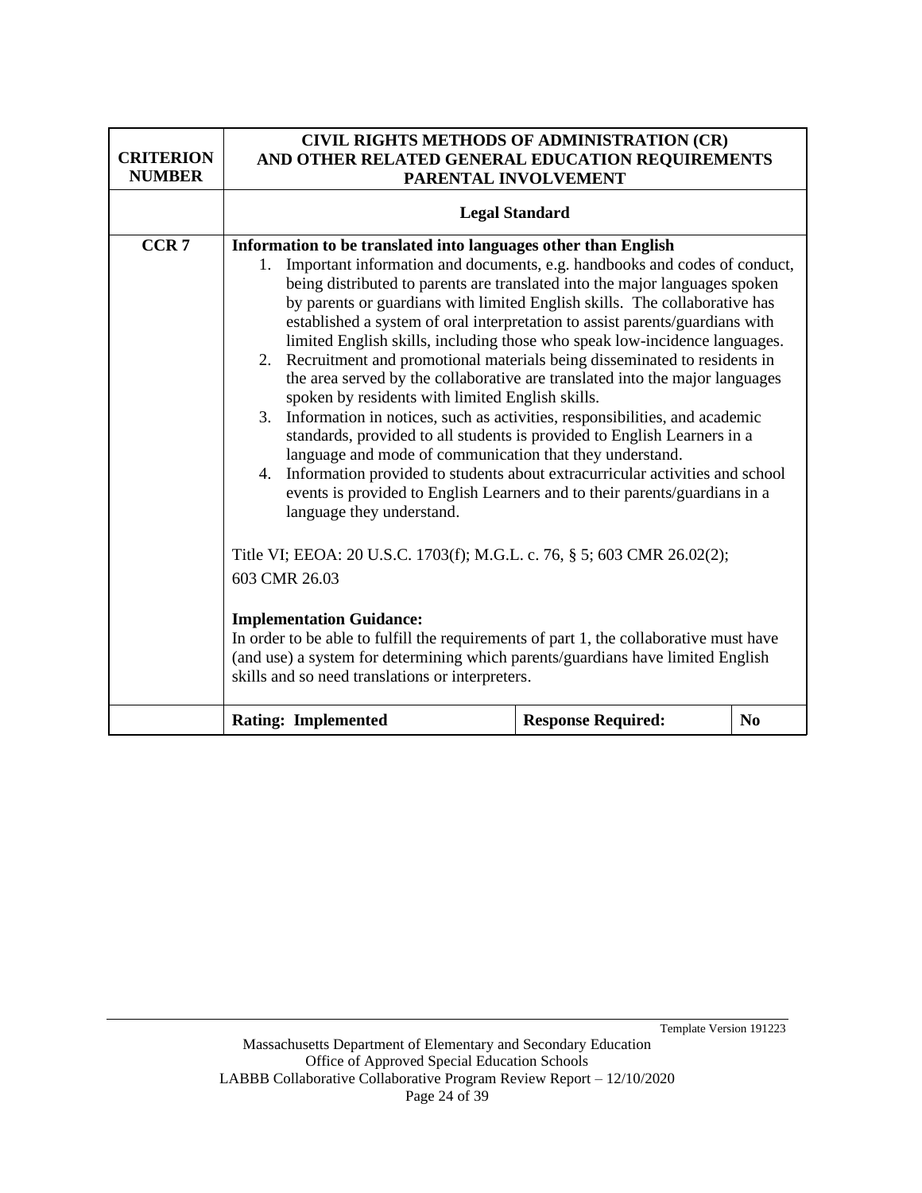| CRITERION NUMBER | CIVIL RIGHTS METHODS OF ADMINISTRATION (CR) AND OTHER RELATED GENERAL EDUCATION REQUIREMENTS PARENTAL INVOLVEMENT | | |
|---|---|---|---|
| | **Legal Standard** | | |
| **CCR 7** | **Information to be translated into languages other than English**<br>1. Important information and documents, e.g. handbooks and codes of conduct, being distributed to parents are translated into the major languages spoken by parents or guardians with limited English skills. The collaborative has established a system of oral interpretation to assist parents/guardians with limited English skills, including those who speak low-incidence languages.<br>2. Recruitment and promotional materials being disseminated to residents in the area served by the collaborative are translated into the major languages spoken by residents with limited English skills.<br>3. Information in notices, such as activities, responsibilities, and academic standards, provided to all students is provided to English Learners in a language and mode of communication that they understand.<br>4. Information provided to students about extracurricular activities and school events is provided to English Learners and to their parents/guardians in a language they understand.<br><br>Title VI; EEOA: 20 U.S.C. 1703(f); M.G.L. c. 76, § 5; 603 CMR 26.02(2); 603 CMR 26.03<br><br>**Implementation Guidance:**<br>In order to be able to fulfill the requirements of part 1, the collaborative must have (and use) a system for determining which parents/guardians have limited English skills and so need translations or interpreters. | | |
| | **Rating: Implemented** | **Response Required:** | **No** |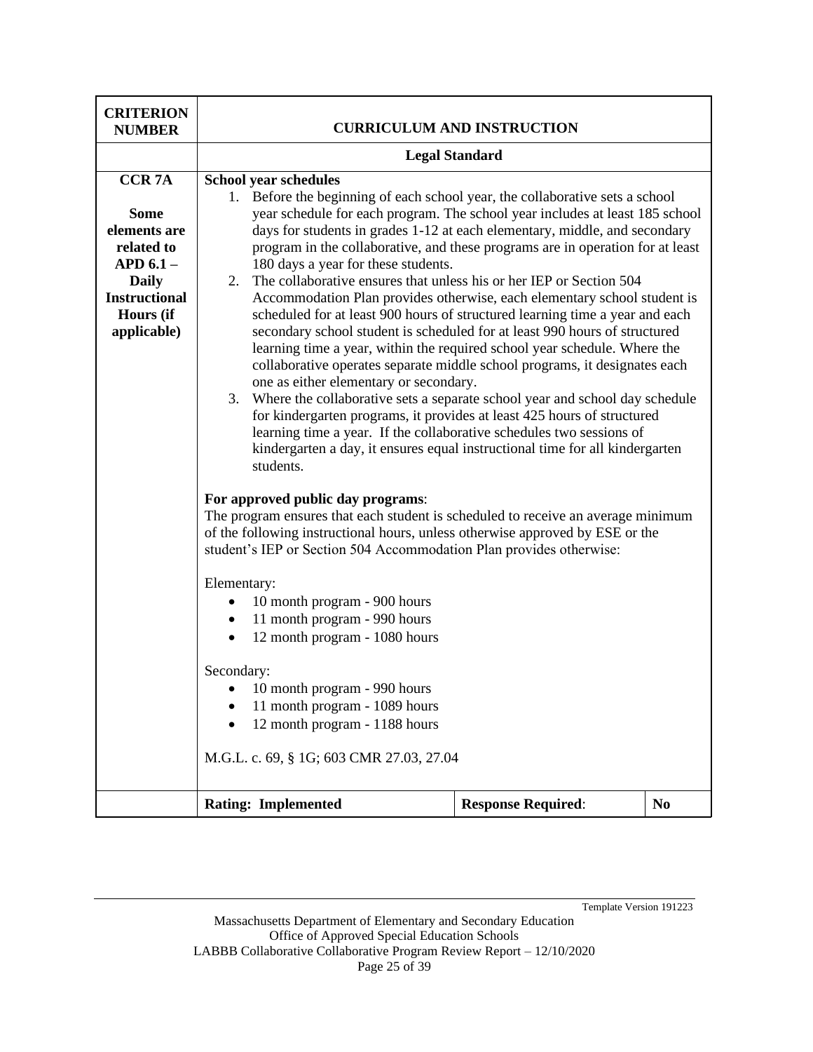| CRITERION NUMBER | CURRICULUM AND INSTRUCTION | | |
|---|---|---|---|
| | **Legal Standard** | | |
| **CCR 7A**<br><br>**Some elements are related to APD 6.1 – Daily Instructional Hours (if applicable)** | **School year schedules**<br>1. Before the beginning of each school year, the collaborative sets a school year schedule for each program. The school year includes at least 185 school days for students in grades 1-12 at each elementary, middle, and secondary program in the collaborative, and these programs are in operation for at least 180 days a year for these students.<br>2. The collaborative ensures that unless his or her IEP or Section 504 Accommodation Plan provides otherwise, each elementary school student is scheduled for at least 900 hours of structured learning time a year and each secondary school student is scheduled for at least 990 hours of structured learning time a year, within the required school year schedule. Where the collaborative operates separate middle school programs, it designates each one as either elementary or secondary.<br>3. Where the collaborative sets a separate school year and school day schedule for kindergarten programs, it provides at least 425 hours of structured learning time a year. If the collaborative schedules two sessions of kindergarten a day, it ensures equal instructional time for all kindergarten students.<br><br>**For approved public day programs**:<br>The program ensures that each student is scheduled to receive an average minimum of the following instructional hours, unless otherwise approved by ESE or the student's IEP or Section 504 Accommodation Plan provides otherwise:<br><br>Elementary:<br>• 10 month program - 900 hours<br>• 11 month program - 990 hours<br>• 12 month program - 1080 hours<br><br>Secondary:<br>• 10 month program - 990 hours<br>• 11 month program - 1089 hours<br>• 12 month program - 1188 hours<br><br>M.G.L. c. 69, § 1G; 603 CMR 27.03, 27.04 | | |
| | **Rating: Implemented** | **Response Required**: | **No** |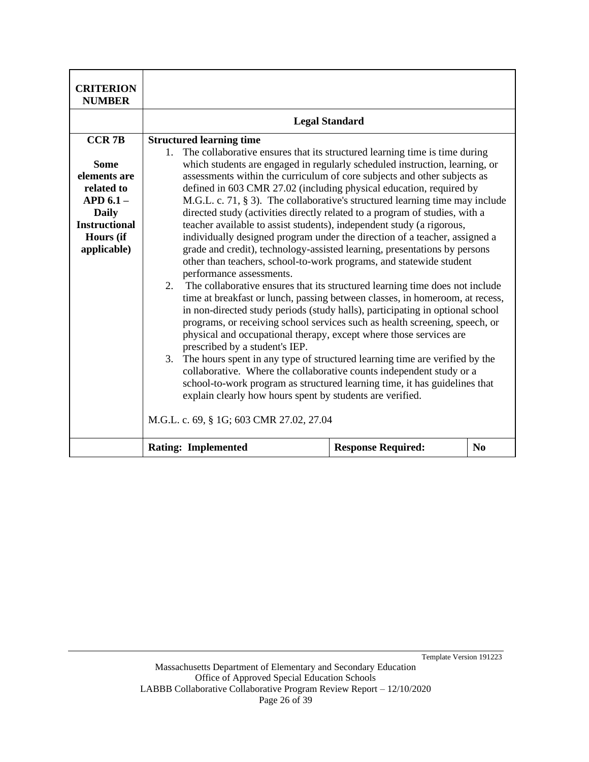| CRITERION NUMBER | | | |
|---|---|---|---|
| | **Legal Standard** | | |
| **CCR 7B**<br><br>**Some elements are related to APD 6.1 – Daily Instructional Hours (if applicable)** | **Structured learning time**<br>1. The collaborative ensures that its structured learning time is time during which students are engaged in regularly scheduled instruction, learning, or assessments within the curriculum of core subjects and other subjects as defined in 603 CMR 27.02 (including physical education, required by M.G.L. c. 71, § 3). The collaborative's structured learning time may include directed study (activities directly related to a program of studies, with a teacher available to assist students), independent study (a rigorous, individually designed program under the direction of a teacher, assigned a grade and credit), technology-assisted learning, presentations by persons other than teachers, school-to-work programs, and statewide student performance assessments.<br>2. The collaborative ensures that its structured learning time does not include time at breakfast or lunch, passing between classes, in homeroom, at recess, in non-directed study periods (study halls), participating in optional school programs, or receiving school services such as health screening, speech, or physical and occupational therapy, except where those services are prescribed by a student's IEP.<br>3. The hours spent in any type of structured learning time are verified by the collaborative. Where the collaborative counts independent study or a school-to-work program as structured learning time, it has guidelines that explain clearly how hours spent by students are verified.<br><br>M.G.L. c. 69, § 1G; 603 CMR 27.02, 27.04 | | |
| | **Rating: Implemented** | **Response Required:** | **No** |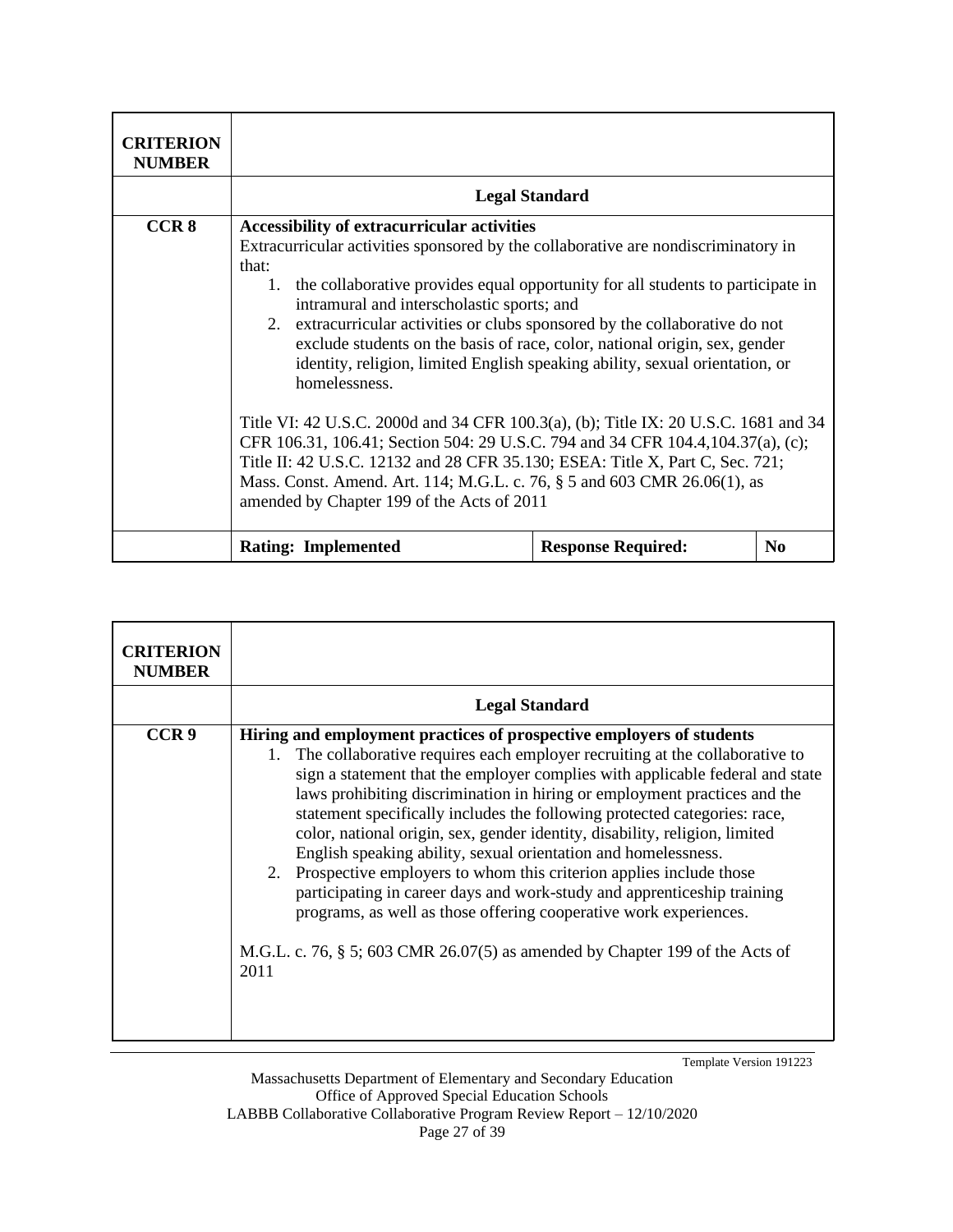| CRITERION NUMBER | | | |
|---|---|---|---|
| | **Legal Standard** | | |
| **CCR 8** | **Accessibility of extracurricular activities**<br>Extracurricular activities sponsored by the collaborative are nondiscriminatory in that:<br>1. the collaborative provides equal opportunity for all students to participate in intramural and interscholastic sports; and<br>2. extracurricular activities or clubs sponsored by the collaborative do not exclude students on the basis of race, color, national origin, sex, gender identity, religion, limited English speaking ability, sexual orientation, or homelessness.<br><br>Title VI: 42 U.S.C. 2000d and 34 CFR 100.3(a), (b); Title IX: 20 U.S.C. 1681 and 34 CFR 106.31, 106.41; Section 504: 29 U.S.C. 794 and 34 CFR 104.4,104.37(a), (c); Title II: 42 U.S.C. 12132 and 28 CFR 35.130; ESEA: Title X, Part C, Sec. 721; Mass. Const. Amend. Art. 114; M.G.L. c. 76, § 5 and 603 CMR 26.06(1), as amended by Chapter 199 of the Acts of 2011 | | |
| | **Rating: Implemented** | **Response Required:** | **No** |

| CRITERION NUMBER | |
|---|---|
| | **Legal Standard** |
| **CCR 9** | **Hiring and employment practices of prospective employers of students**<br>1. The collaborative requires each employer recruiting at the collaborative to sign a statement that the employer complies with applicable federal and state laws prohibiting discrimination in hiring or employment practices and the statement specifically includes the following protected categories: race, color, national origin, sex, gender identity, disability, religion, limited English speaking ability, sexual orientation and homelessness.<br>2. Prospective employers to whom this criterion applies include those participating in career days and work-study and apprenticeship training programs, as well as those offering cooperative work experiences.<br><br>M.G.L. c. 76, § 5; 603 CMR 26.07(5) as amended by Chapter 199 of the Acts of 2011 |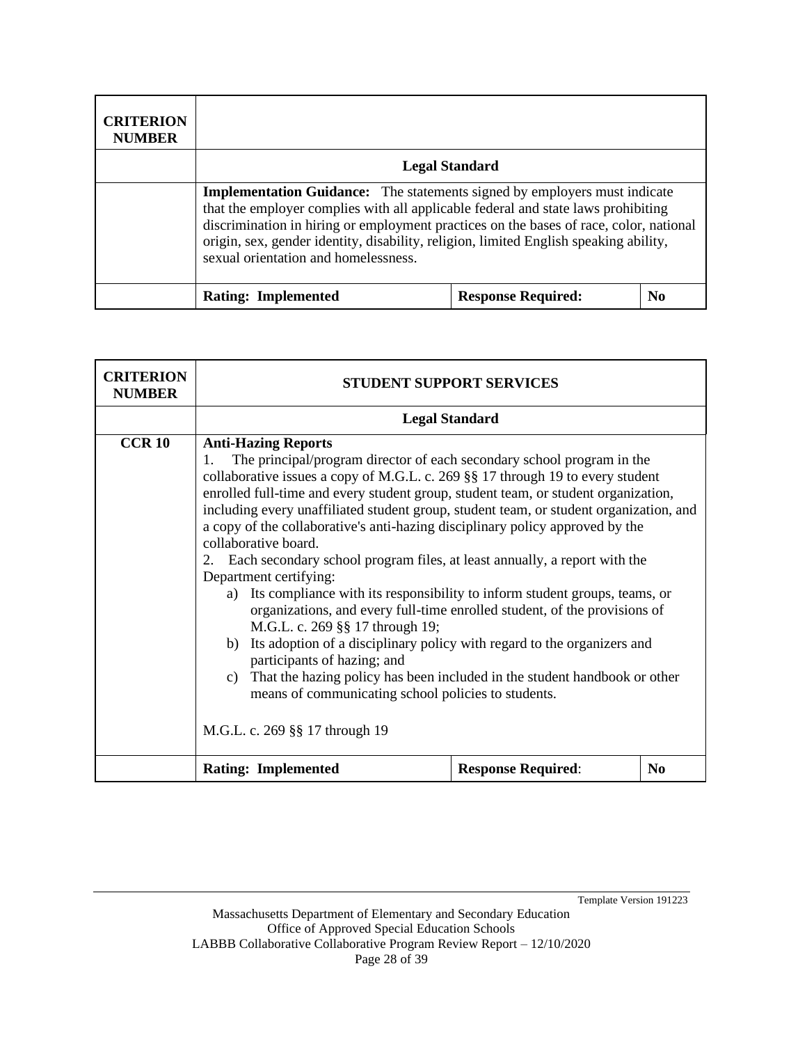| CRITERION NUMBER | | | |
|---|---|---|---|
| | **Legal Standard** | | |
| | **Implementation Guidance:** The statements signed by employers must indicate that the employer complies with all applicable federal and state laws prohibiting discrimination in hiring or employment practices on the bases of race, color, national origin, sex, gender identity, disability, religion, limited English speaking ability, sexual orientation and homelessness. | | |
| | **Rating: Implemented** | **Response Required:** | **No** |

| CRITERION NUMBER | STUDENT SUPPORT SERVICES | | |
|---|---|---|---|
| | **Legal Standard** | | |
| **CCR 10** | **Anti-Hazing Reports**<br>1. The principal/program director of each secondary school program in the collaborative issues a copy of M.G.L. c. 269 §§ 17 through 19 to every student enrolled full-time and every student group, student team, or student organization, including every unaffiliated student group, student team, or student organization, and a copy of the collaborative's anti-hazing disciplinary policy approved by the collaborative board.<br>2. Each secondary school program files, at least annually, a report with the Department certifying:<br>a) Its compliance with its responsibility to inform student groups, teams, or organizations, and every full-time enrolled student, of the provisions of M.G.L. c. 269 §§ 17 through 19;<br>b) Its adoption of a disciplinary policy with regard to the organizers and participants of hazing; and<br>c) That the hazing policy has been included in the student handbook or other means of communicating school policies to students.<br><br>M.G.L. c. 269 §§ 17 through 19 | | |
| | **Rating: Implemented** | **Response Required**: | **No** |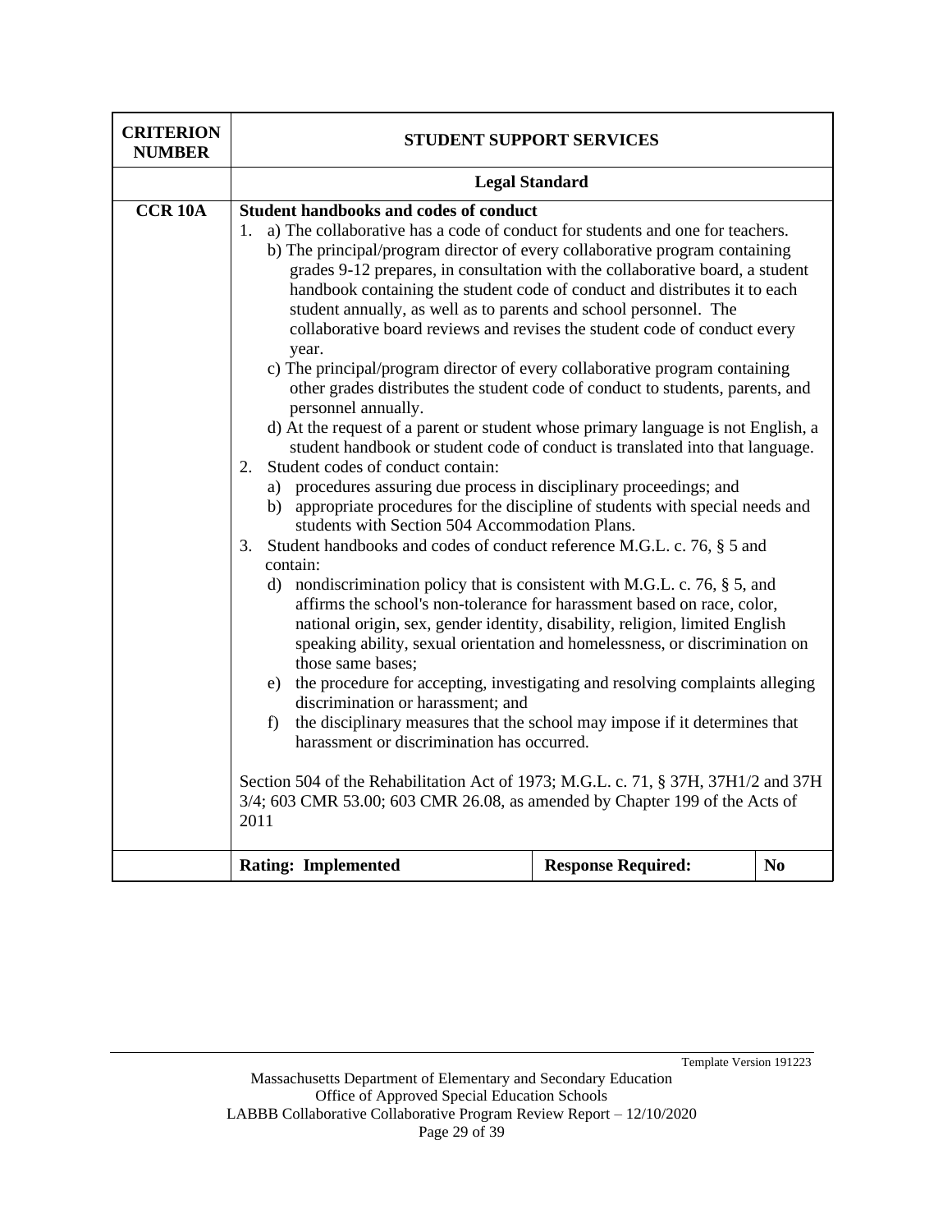| CRITERION NUMBER | STUDENT SUPPORT SERVICES | | |
|---|---|---|---|
| | **Legal Standard** | | |
| **CCR 10A** | **Student handbooks and codes of conduct**<br>1. a) The collaborative has a code of conduct for students and one for teachers.<br>b) The principal/program director of every collaborative program containing grades 9-12 prepares, in consultation with the collaborative board, a student handbook containing the student code of conduct and distributes it to each student annually, as well as to parents and school personnel. The collaborative board reviews and revises the student code of conduct every year.<br>c) The principal/program director of every collaborative program containing other grades distributes the student code of conduct to students, parents, and personnel annually.<br>d) At the request of a parent or student whose primary language is not English, a student handbook or student code of conduct is translated into that language.<br>2. Student codes of conduct contain:<br>a) procedures assuring due process in disciplinary proceedings; and<br>b) appropriate procedures for the discipline of students with special needs and students with Section 504 Accommodation Plans.<br>3. Student handbooks and codes of conduct reference M.G.L. c. 76, § 5 and contain:<br>d) nondiscrimination policy that is consistent with M.G.L. c. 76, § 5, and affirms the school's non-tolerance for harassment based on race, color, national origin, sex, gender identity, disability, religion, limited English speaking ability, sexual orientation and homelessness, or discrimination on those same bases;<br>e) the procedure for accepting, investigating and resolving complaints alleging discrimination or harassment; and<br>f) the disciplinary measures that the school may impose if it determines that harassment or discrimination has occurred.<br><br>Section 504 of the Rehabilitation Act of 1973; M.G.L. c. 71, § 37H, 37H1/2 and 37H 3/4; 603 CMR 53.00; 603 CMR 26.08, as amended by Chapter 199 of the Acts of 2011 | | |
| | **Rating: Implemented** | **Response Required:** | **No** |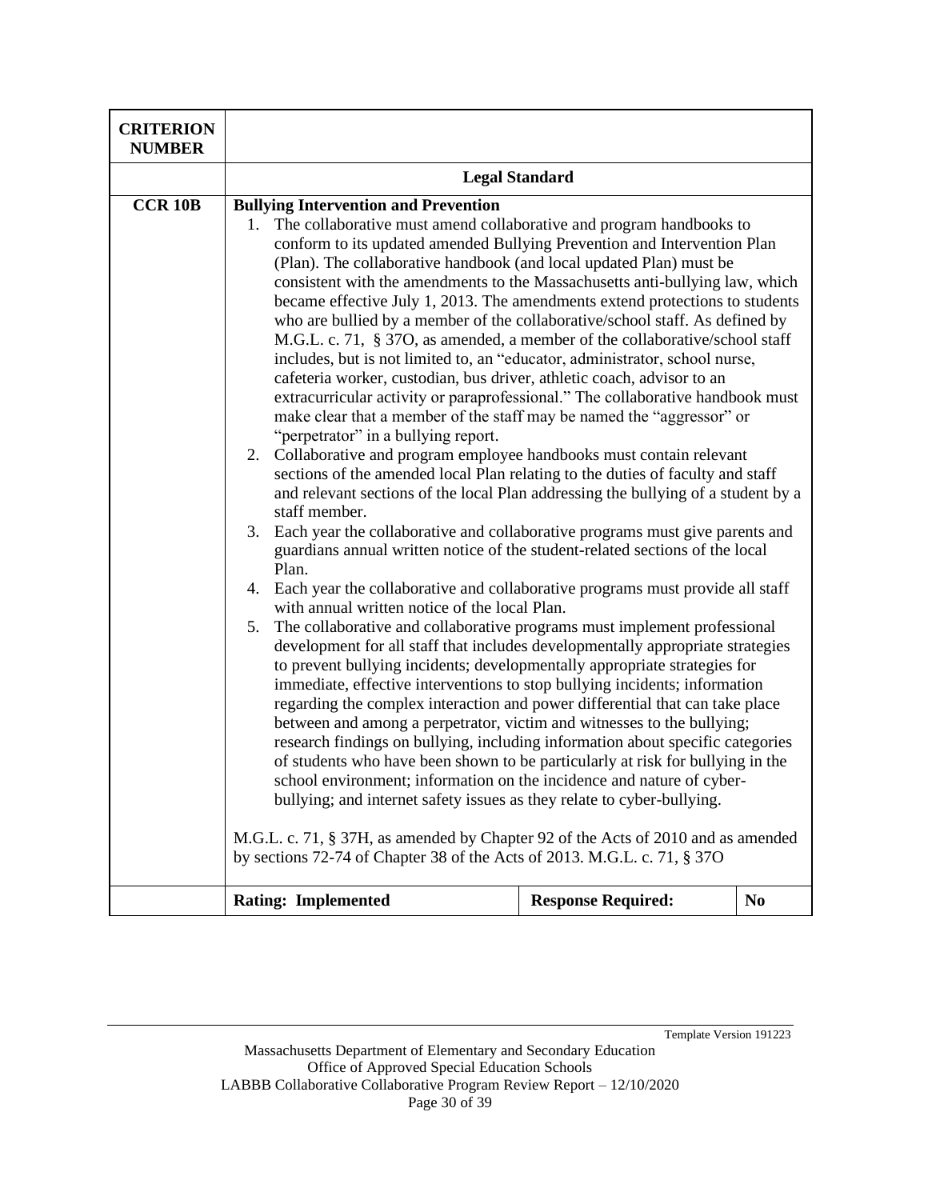| CRITERION NUMBER | | | |
|---|---|---|---|
| | **Legal Standard** | | |
| **CCR 10B** | **Bullying Intervention and Prevention**<br>1. The collaborative must amend collaborative and program handbooks to conform to its updated amended Bullying Prevention and Intervention Plan (Plan). The collaborative handbook (and local updated Plan) must be consistent with the amendments to the Massachusetts anti-bullying law, which became effective July 1, 2013. The amendments extend protections to students who are bullied by a member of the collaborative/school staff. As defined by M.G.L. c. 71, § 37O, as amended, a member of the collaborative/school staff includes, but is not limited to, an "educator, administrator, school nurse, cafeteria worker, custodian, bus driver, athletic coach, advisor to an extracurricular activity or paraprofessional." The collaborative handbook must make clear that a member of the staff may be named the "aggressor" or "perpetrator" in a bullying report.<br>2. Collaborative and program employee handbooks must contain relevant sections of the amended local Plan relating to the duties of faculty and staff and relevant sections of the local Plan addressing the bullying of a student by a staff member.<br>3. Each year the collaborative and collaborative programs must give parents and guardians annual written notice of the student-related sections of the local Plan.<br>4. Each year the collaborative and collaborative programs must provide all staff with annual written notice of the local Plan.<br>5. The collaborative and collaborative programs must implement professional development for all staff that includes developmentally appropriate strategies to prevent bullying incidents; developmentally appropriate strategies for immediate, effective interventions to stop bullying incidents; information regarding the complex interaction and power differential that can take place between and among a perpetrator, victim and witnesses to the bullying; research findings on bullying, including information about specific categories of students who have been shown to be particularly at risk for bullying in the school environment; information on the incidence and nature of cyber-bullying; and internet safety issues as they relate to cyber-bullying.<br><br>M.G.L. c. 71, § 37H, as amended by Chapter 92 of the Acts of 2010 and as amended by sections 72-74 of Chapter 38 of the Acts of 2013. M.G.L. c. 71, § 37O | | |
| | **Rating: Implemented** | **Response Required:** | **No** |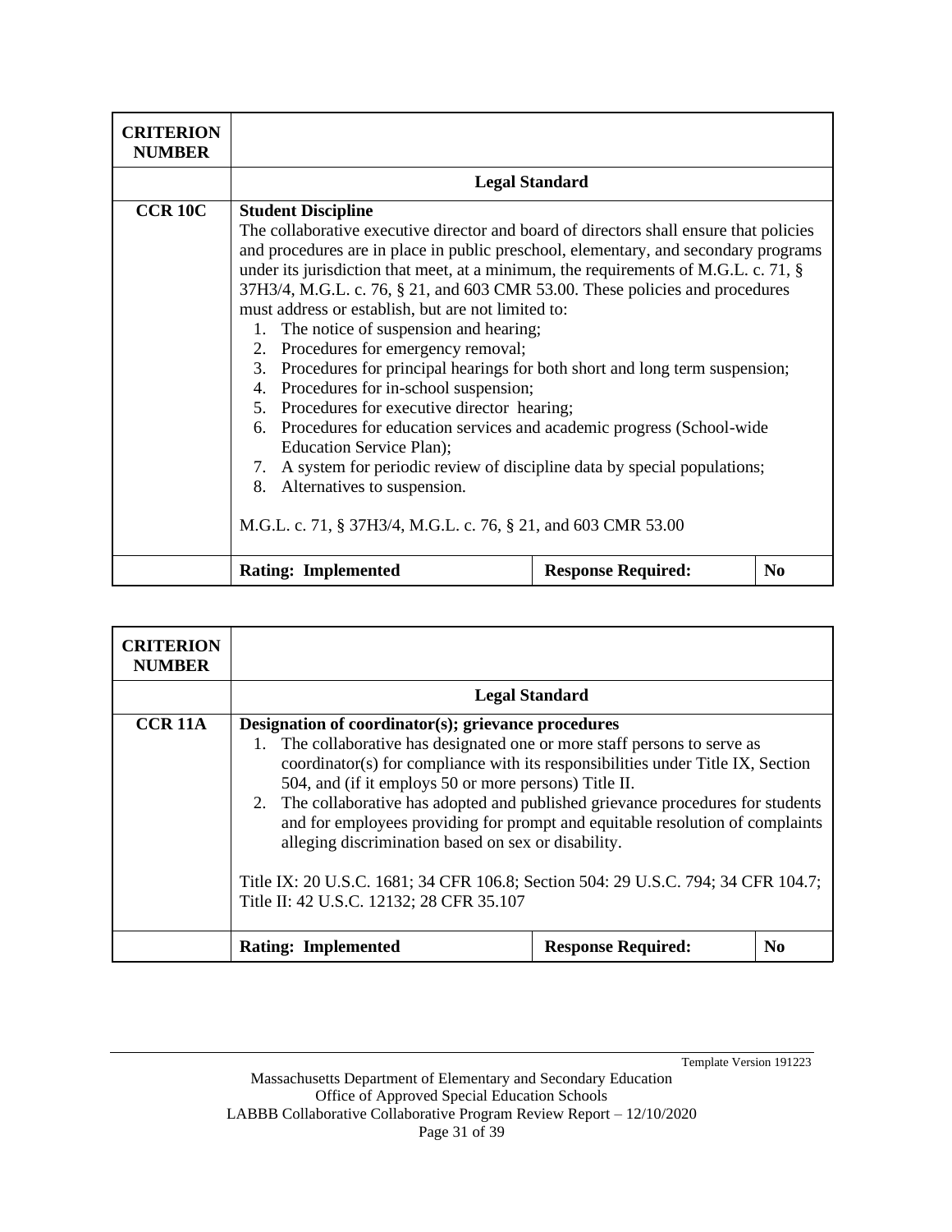| CRITERION NUMBER | | | |
|---|---|---|---|
| | **Legal Standard** | | |
| **CCR 10C** | **Student Discipline**<br>The collaborative executive director and board of directors shall ensure that policies and procedures are in place in public preschool, elementary, and secondary programs under its jurisdiction that meet, at a minimum, the requirements of M.G.L. c. 71, § 37H3/4, M.G.L. c. 76, § 21, and 603 CMR 53.00. These policies and procedures must address or establish, but are not limited to:<br>1. The notice of suspension and hearing;<br>2. Procedures for emergency removal;<br>3. Procedures for principal hearings for both short and long term suspension;<br>4. Procedures for in-school suspension;<br>5. Procedures for executive director hearing;<br>6. Procedures for education services and academic progress (School-wide Education Service Plan);<br>7. A system for periodic review of discipline data by special populations;<br>8. Alternatives to suspension.<br><br>M.G.L. c. 71, § 37H3/4, M.G.L. c. 76, § 21, and 603 CMR 53.00 | | |
| | **Rating: Implemented** | **Response Required:** | **No** |

| CRITERION NUMBER | | | |
|---|---|---|---|
| | **Legal Standard** | | |
| **CCR 11A** | **Designation of coordinator(s); grievance procedures**<br>1. The collaborative has designated one or more staff persons to serve as coordinator(s) for compliance with its responsibilities under Title IX, Section 504, and (if it employs 50 or more persons) Title II.<br>2. The collaborative has adopted and published grievance procedures for students and for employees providing for prompt and equitable resolution of complaints alleging discrimination based on sex or disability.<br><br>Title IX: 20 U.S.C. 1681; 34 CFR 106.8; Section 504: 29 U.S.C. 794; 34 CFR 104.7; Title II: 42 U.S.C. 12132; 28 CFR 35.107 | | |
| | **Rating: Implemented** | **Response Required:** | **No** |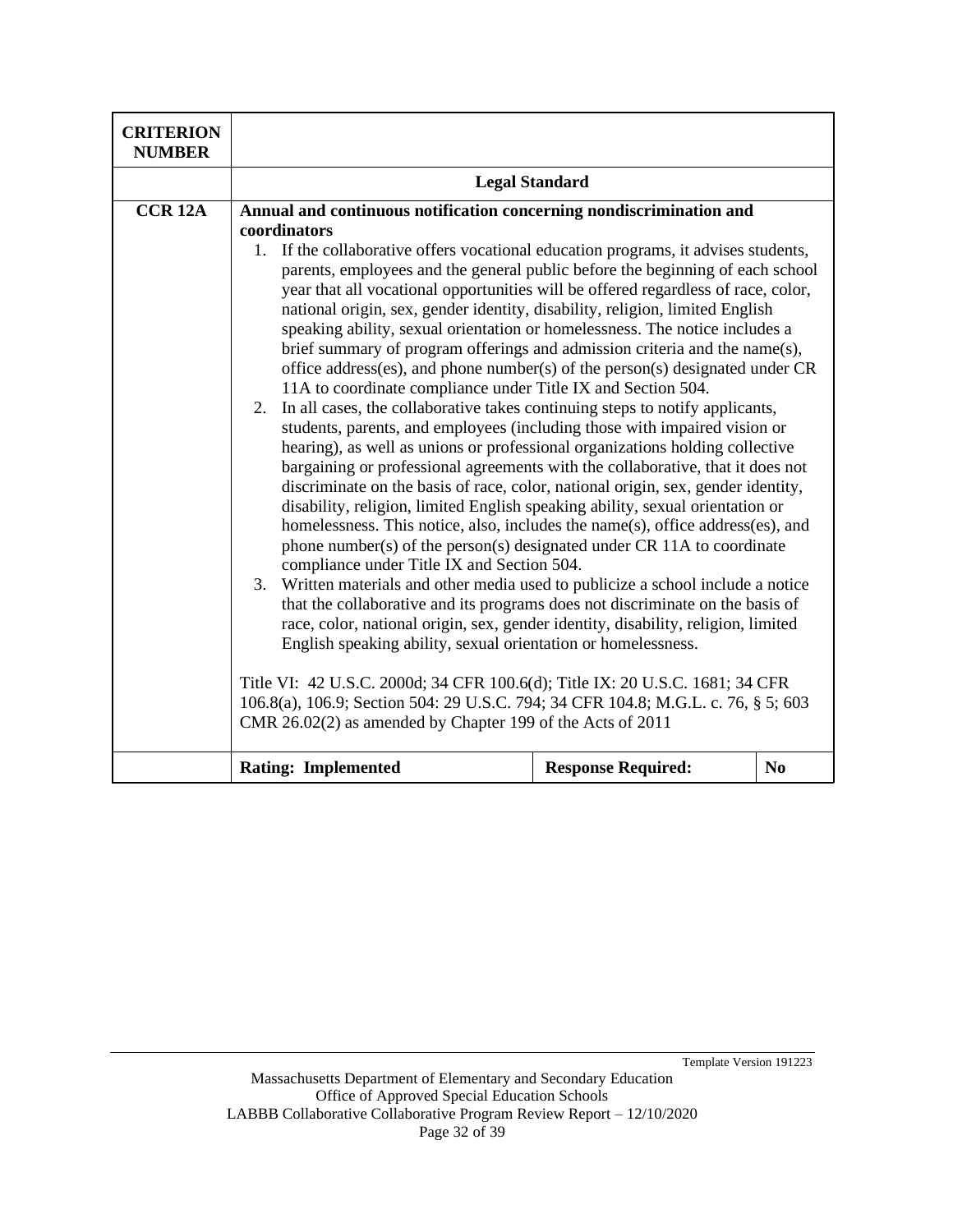| CRITERION NUMBER | | | |
|---|---|---|---|
| | **Legal Standard** | | |
| **CCR 12A** | **Annual and continuous notification concerning nondiscrimination and coordinators**<br>1. If the collaborative offers vocational education programs, it advises students, parents, employees and the general public before the beginning of each school year that all vocational opportunities will be offered regardless of race, color, national origin, sex, gender identity, disability, religion, limited English speaking ability, sexual orientation or homelessness. The notice includes a brief summary of program offerings and admission criteria and the name(s), office address(es), and phone number(s) of the person(s) designated under CR 11A to coordinate compliance under Title IX and Section 504.<br>2. In all cases, the collaborative takes continuing steps to notify applicants, students, parents, and employees (including those with impaired vision or hearing), as well as unions or professional organizations holding collective bargaining or professional agreements with the collaborative, that it does not discriminate on the basis of race, color, national origin, sex, gender identity, disability, religion, limited English speaking ability, sexual orientation or homelessness. This notice, also, includes the name(s), office address(es), and phone number(s) of the person(s) designated under CR 11A to coordinate compliance under Title IX and Section 504.<br>3. Written materials and other media used to publicize a school include a notice that the collaborative and its programs does not discriminate on the basis of race, color, national origin, sex, gender identity, disability, religion, limited English speaking ability, sexual orientation or homelessness.<br><br>Title VI: 42 U.S.C. 2000d; 34 CFR 100.6(d); Title IX: 20 U.S.C. 1681; 34 CFR 106.8(a), 106.9; Section 504: 29 U.S.C. 794; 34 CFR 104.8; M.G.L. c. 76, § 5; 603 CMR 26.02(2) as amended by Chapter 199 of the Acts of 2011 | | |
| | **Rating: Implemented** | **Response Required:** | **No** |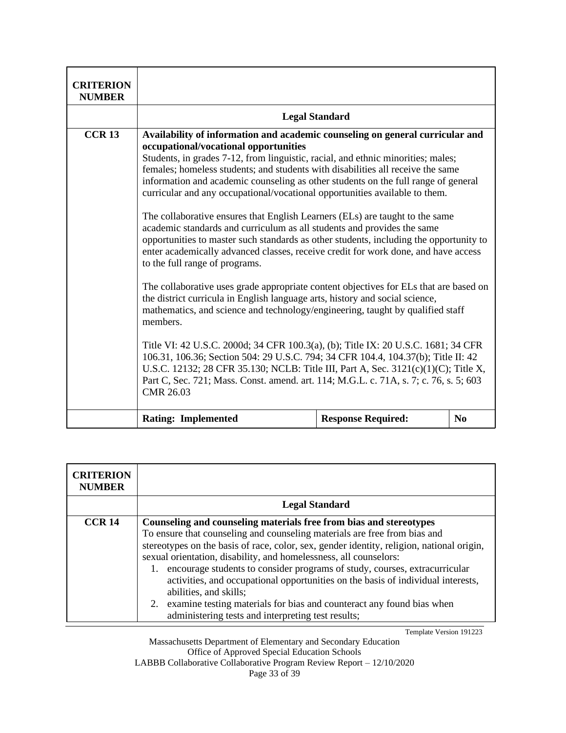| CRITERION NUMBER | | | |
|---|---|---|---|
| | **Legal Standard** | | |
| **CCR 13** | **Availability of information and academic counseling on general curricular and occupational/vocational opportunities**<br>Students, in grades 7-12, from linguistic, racial, and ethnic minorities; males; females; homeless students; and students with disabilities all receive the same information and academic counseling as other students on the full range of general curricular and any occupational/vocational opportunities available to them.<br><br>The collaborative ensures that English Learners (ELs) are taught to the same academic standards and curriculum as all students and provides the same opportunities to master such standards as other students, including the opportunity to enter academically advanced classes, receive credit for work done, and have access to the full range of programs.<br><br>The collaborative uses grade appropriate content objectives for ELs that are based on the district curricula in English language arts, history and social science, mathematics, and science and technology/engineering, taught by qualified staff members.<br><br>Title VI: 42 U.S.C. 2000d; 34 CFR 100.3(a), (b); Title IX: 20 U.S.C. 1681; 34 CFR 106.31, 106.36; Section 504: 29 U.S.C. 794; 34 CFR 104.4, 104.37(b); Title II: 42 U.S.C. 12132; 28 CFR 35.130; NCLB: Title III, Part A, Sec. 3121(c)(1)(C); Title X, Part C, Sec. 721; Mass. Const. amend. art. 114; M.G.L. c. 71A, s. 7; c. 76, s. 5; 603 CMR 26.03 | | |
| | **Rating: Implemented** | **Response Required:** | **No** |

| CRITERION NUMBER | |
|---|---|
| | **Legal Standard** |
| **CCR 14** | **Counseling and counseling materials free from bias and stereotypes**<br>To ensure that counseling and counseling materials are free from bias and stereotypes on the basis of race, color, sex, gender identity, religion, national origin, sexual orientation, disability, and homelessness, all counselors:<br>1. encourage students to consider programs of study, courses, extracurricular activities, and occupational opportunities on the basis of individual interests, abilities, and skills;<br>2. examine testing materials for bias and counteract any found bias when administering tests and interpreting test results; |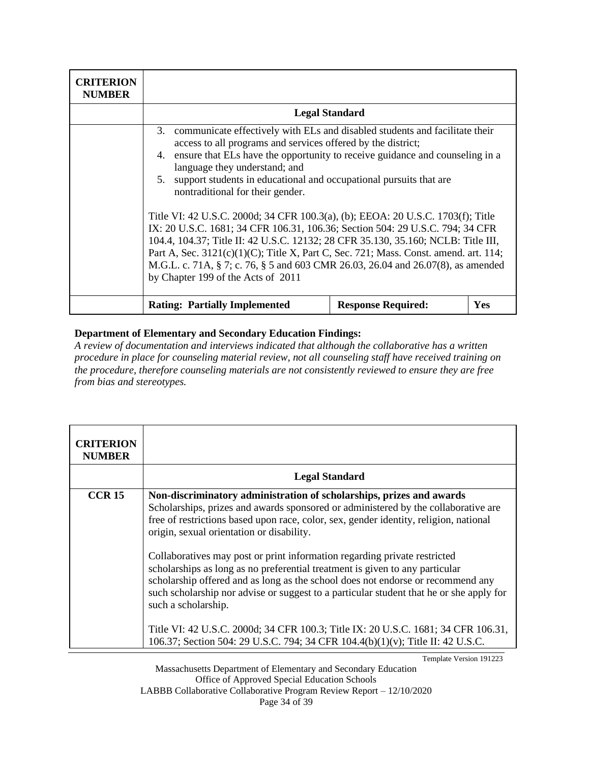| CRITERION NUMBER | | | |
|---|---|---|---|
| | **Legal Standard** | | |
| | 3. communicate effectively with ELs and disabled students and facilitate their access to all programs and services offered by the district;<br>4. ensure that ELs have the opportunity to receive guidance and counseling in a language they understand; and<br>5. support students in educational and occupational pursuits that are nontraditional for their gender.<br><br>Title VI: 42 U.S.C. 2000d; 34 CFR 100.3(a), (b); EEOA: 20 U.S.C. 1703(f); Title IX: 20 U.S.C. 1681; 34 CFR 106.31, 106.36; Section 504: 29 U.S.C. 794; 34 CFR 104.4, 104.37; Title II: 42 U.S.C. 12132; 28 CFR 35.130, 35.160; NCLB: Title III, Part A, Sec. 3121(c)(1)(C); Title X, Part C, Sec. 721; Mass. Const. amend. art. 114; M.G.L. c. 71A, § 7; c. 76, § 5 and 603 CMR 26.03, 26.04 and 26.07(8), as amended by Chapter 199 of the Acts of 2011 | | |
| | **Rating: Partially Implemented** | **Response Required:** | **Yes** |

**Department of Elementary and Secondary Education Findings:**

*A review of documentation and interviews indicated that although the collaborative has a written procedure in place for counseling material review, not all counseling staff have received training on the procedure, therefore counseling materials are not consistently reviewed to ensure they are free from bias and stereotypes.*

| CRITERION NUMBER | |
|---|---|
| | **Legal Standard** |
| **CCR 15** | **Non-discriminatory administration of scholarships, prizes and awards**<br>Scholarships, prizes and awards sponsored or administered by the collaborative are free of restrictions based upon race, color, sex, gender identity, religion, national origin, sexual orientation or disability.<br><br>Collaboratives may post or print information regarding private restricted scholarships as long as no preferential treatment is given to any particular scholarship offered and as long as the school does not endorse or recommend any such scholarship nor advise or suggest to a particular student that he or she apply for such a scholarship.<br><br>Title VI: 42 U.S.C. 2000d; 34 CFR 100.3; Title IX: 20 U.S.C. 1681; 34 CFR 106.31, 106.37; Section 504: 29 U.S.C. 794; 34 CFR 104.4(b)(1)(v); Title II: 42 U.S.C. |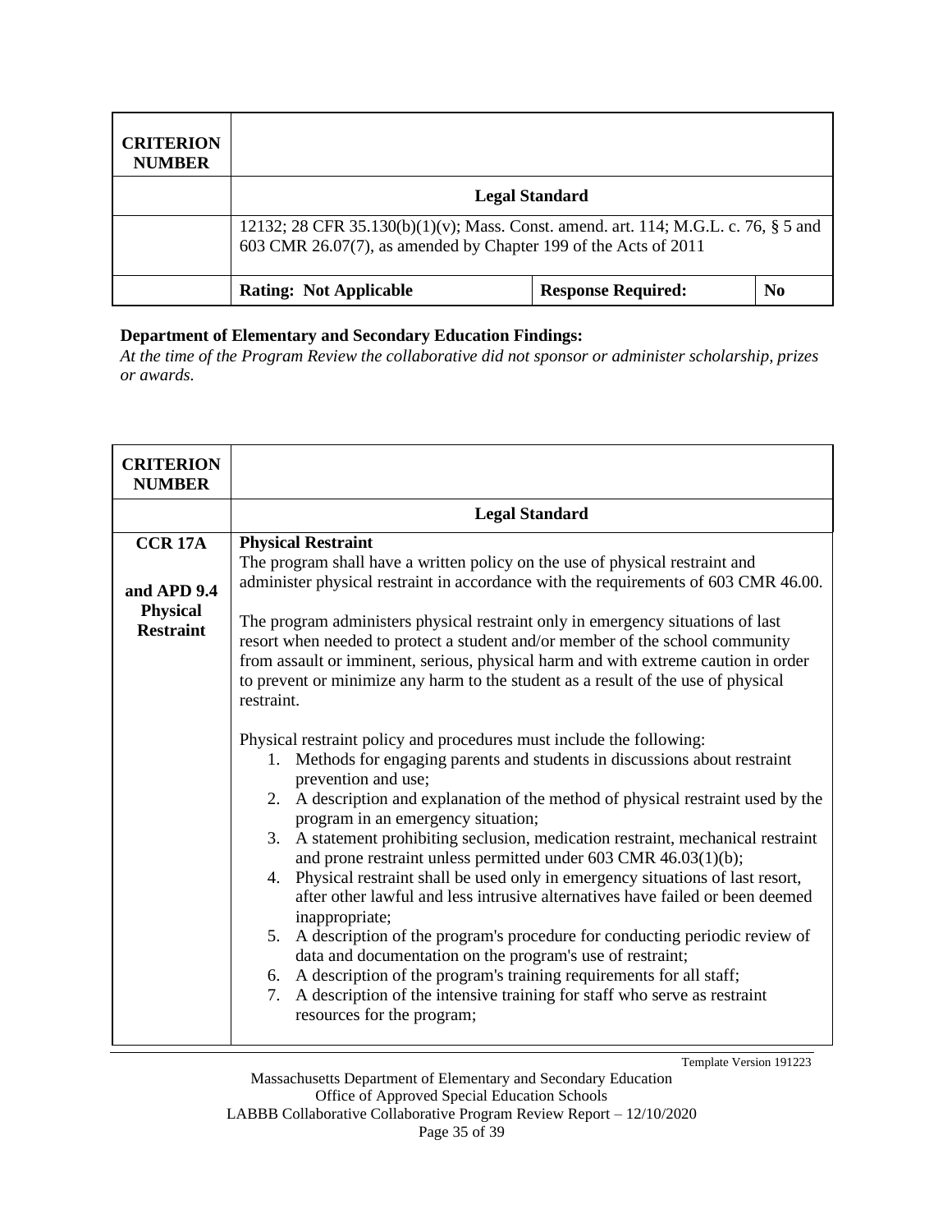| CRITERION NUMBER | | | |
|---|---|---|---|
| | **Legal Standard** | | |
| | 12132; 28 CFR 35.130(b)(1)(v); Mass. Const. amend. art. 114; M.G.L. c. 76, § 5 and 603 CMR 26.07(7), as amended by Chapter 199 of the Acts of 2011 | | |
| | **Rating: Not Applicable** | **Response Required:** | **No** |

**Department of Elementary and Secondary Education Findings:**
*At the time of the Program Review the collaborative did not sponsor or administer scholarship, prizes or awards.*

| CRITERION NUMBER | |
|---|---|
| | **Legal Standard** |
| **CCR 17A**<br><br>**and APD 9.4 Physical Restraint** | **Physical Restraint**<br>The program shall have a written policy on the use of physical restraint and administer physical restraint in accordance with the requirements of 603 CMR 46.00.<br><br>The program administers physical restraint only in emergency situations of last resort when needed to protect a student and/or member of the school community from assault or imminent, serious, physical harm and with extreme caution in order to prevent or minimize any harm to the student as a result of the use of physical restraint.<br><br>Physical restraint policy and procedures must include the following:<br>1. Methods for engaging parents and students in discussions about restraint prevention and use;<br>2. A description and explanation of the method of physical restraint used by the program in an emergency situation;<br>3. A statement prohibiting seclusion, medication restraint, mechanical restraint and prone restraint unless permitted under 603 CMR 46.03(1)(b);<br>4. Physical restraint shall be used only in emergency situations of last resort, after other lawful and less intrusive alternatives have failed or been deemed inappropriate;<br>5. A description of the program's procedure for conducting periodic review of data and documentation on the program's use of restraint;<br>6. A description of the program's training requirements for all staff;<br>7. A description of the intensive training for staff who serve as restraint resources for the program; |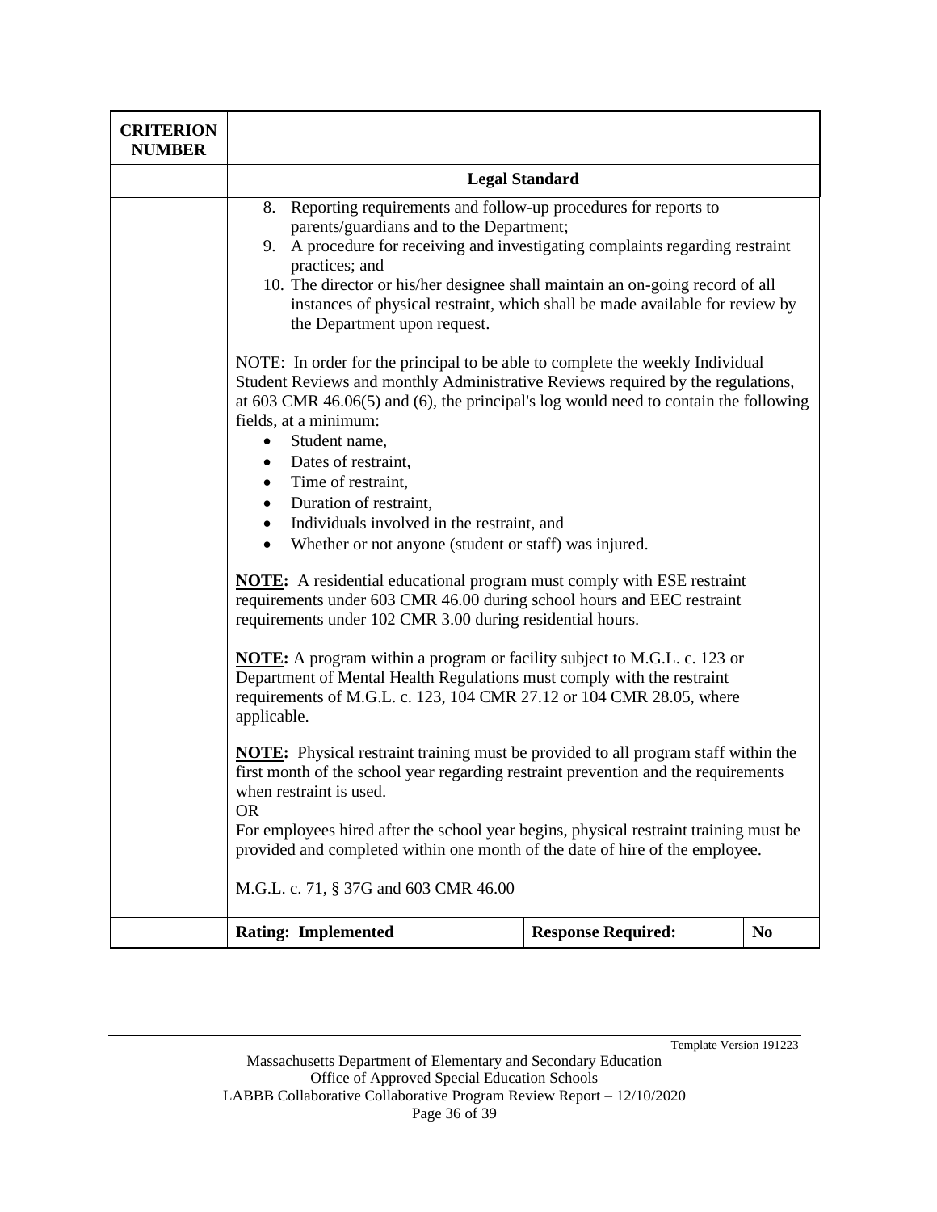| CRITERION NUMBER | | | |
|---|---|---|---|
| | **Legal Standard** | | |
| | 8. Reporting requirements and follow-up procedures for reports to parents/guardians and to the Department;<br>9. A procedure for receiving and investigating complaints regarding restraint practices; and<br>10. The director or his/her designee shall maintain an on-going record of all instances of physical restraint, which shall be made available for review by the Department upon request.<br><br>NOTE: In order for the principal to be able to complete the weekly Individual Student Reviews and monthly Administrative Reviews required by the regulations, at 603 CMR 46.06(5) and (6), the principal's log would need to contain the following fields, at a minimum:<br>• Student name,<br>• Dates of restraint,<br>• Time of restraint,<br>• Duration of restraint,<br>• Individuals involved in the restraint, and<br>• Whether or not anyone (student or staff) was injured.<br><br>**<u>NOTE</u>:** A residential educational program must comply with ESE restraint requirements under 603 CMR 46.00 during school hours and EEC restraint requirements under 102 CMR 3.00 during residential hours.<br><br>**<u>NOTE</u>:** A program within a program or facility subject to M.G.L. c. 123 or Department of Mental Health Regulations must comply with the restraint requirements of M.G.L. c. 123, 104 CMR 27.12 or 104 CMR 28.05, where applicable.<br><br>**<u>NOTE</u>:** Physical restraint training must be provided to all program staff within the first month of the school year regarding restraint prevention and the requirements when restraint is used.<br>OR<br>For employees hired after the school year begins, physical restraint training must be provided and completed within one month of the date of hire of the employee.<br><br>M.G.L. c. 71, § 37G and 603 CMR 46.00 | | |
| | **Rating: Implemented** | **Response Required:** | **No** |

Template Version 191223

Massachusetts Department of Elementary and Secondary Education
Office of Approved Special Education Schools
LABBB Collaborative Collaborative Program Review Report – 12/10/2020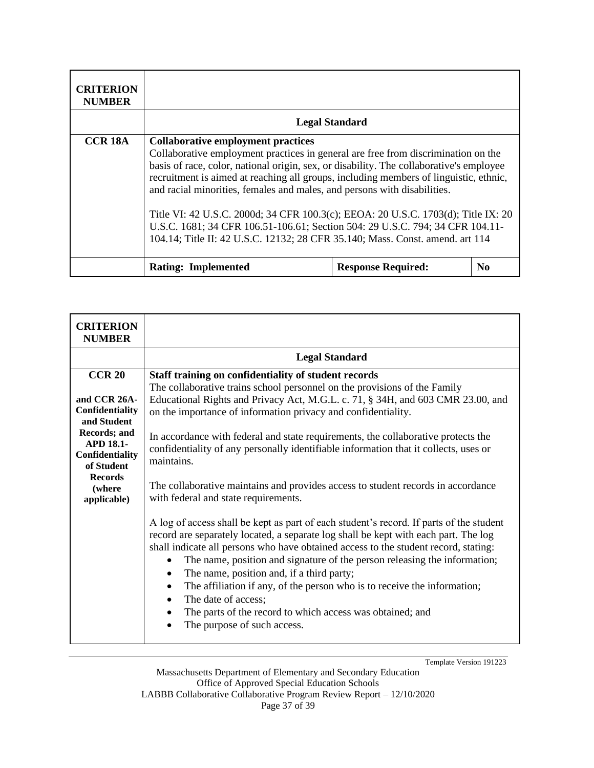| CRITERION NUMBER | | | |
|---|---|---|---|
| | **Legal Standard** | | |
| **CCR 18A** | **Collaborative employment practices**<br>Collaborative employment practices in general are free from discrimination on the basis of race, color, national origin, sex, or disability. The collaborative's employee recruitment is aimed at reaching all groups, including members of linguistic, ethnic, and racial minorities, females and males, and persons with disabilities.<br><br>Title VI: 42 U.S.C. 2000d; 34 CFR 100.3(c); EEOA: 20 U.S.C. 1703(d); Title IX: 20 U.S.C. 1681; 34 CFR 106.51-106.61; Section 504: 29 U.S.C. 794; 34 CFR 104.11-104.14; Title II: 42 U.S.C. 12132; 28 CFR 35.140; Mass. Const. amend. art 114 | | |
| | **Rating: Implemented** | **Response Required:** | **No** |

| CRITERION NUMBER | |
|---|---|
| | **Legal Standard** |
| **CCR 20**<br><br>**and CCR 26A-Confidentiality and Student Records; and APD 18.1-Confidentiality of Student Records (where applicable)** | **Staff training on confidentiality of student records**<br>The collaborative trains school personnel on the provisions of the Family Educational Rights and Privacy Act, M.G.L. c. 71, § 34H, and 603 CMR 23.00, and on the importance of information privacy and confidentiality.<br><br>In accordance with federal and state requirements, the collaborative protects the confidentiality of any personally identifiable information that it collects, uses or maintains.<br><br>The collaborative maintains and provides access to student records in accordance with federal and state requirements.<br><br>A log of access shall be kept as part of each student's record. If parts of the student record are separately located, a separate log shall be kept with each part. The log shall indicate all persons who have obtained access to the student record, stating:<br>• The name, position and signature of the person releasing the information;<br>• The name, position and, if a third party;<br>• The affiliation if any, of the person who is to receive the information;<br>• The date of access;<br>• The parts of the record to which access was obtained; and<br>• The purpose of such access. |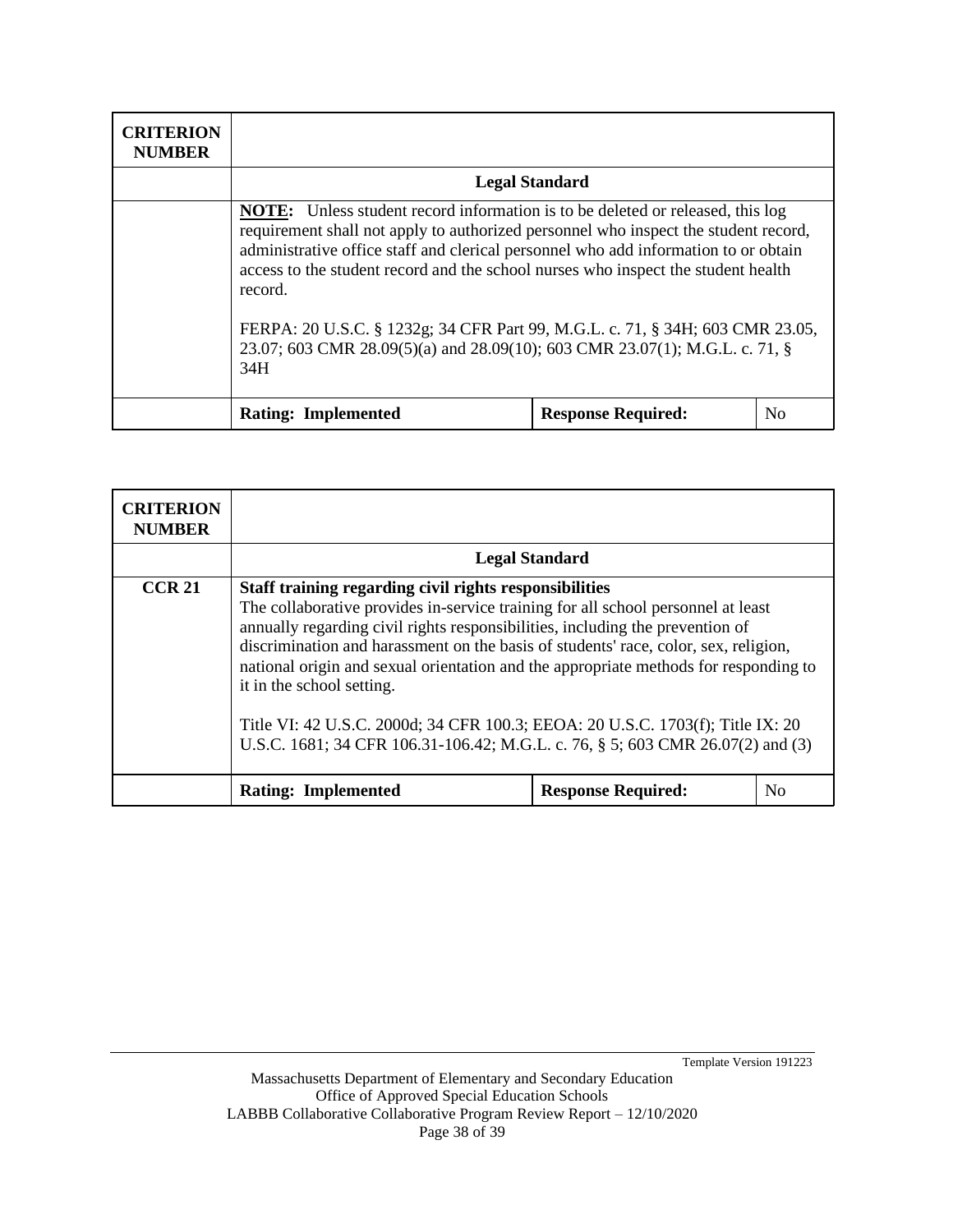| CRITERION NUMBER | | | |
|---|---|---|---|
| | **Legal Standard** | | |
| | **NOTE:** Unless student record information is to be deleted or released, this log requirement shall not apply to authorized personnel who inspect the student record, administrative office staff and clerical personnel who add information to or obtain access to the student record and the school nurses who inspect the student health record.<br><br>FERPA: 20 U.S.C. § 1232g; 34 CFR Part 99, M.G.L. c. 71, § 34H; 603 CMR 23.05, 23.07; 603 CMR 28.09(5)(a) and 28.09(10); 603 CMR 23.07(1); M.G.L. c. 71, § 34H | | |
| | **Rating: Implemented** | **Response Required:** | No |

| CRITERION NUMBER | | | |
|---|---|---|---|
| | **Legal Standard** | | |
| **CCR 21** | **Staff training regarding civil rights responsibilities**<br>The collaborative provides in-service training for all school personnel at least annually regarding civil rights responsibilities, including the prevention of discrimination and harassment on the basis of students' race, color, sex, religion, national origin and sexual orientation and the appropriate methods for responding to it in the school setting.<br><br>Title VI: 42 U.S.C. 2000d; 34 CFR 100.3; EEOA: 20 U.S.C. 1703(f); Title IX: 20 U.S.C. 1681; 34 CFR 106.31-106.42; M.G.L. c. 76, § 5; 603 CMR 26.07(2) and (3) | | |
| | **Rating: Implemented** | **Response Required:** | No |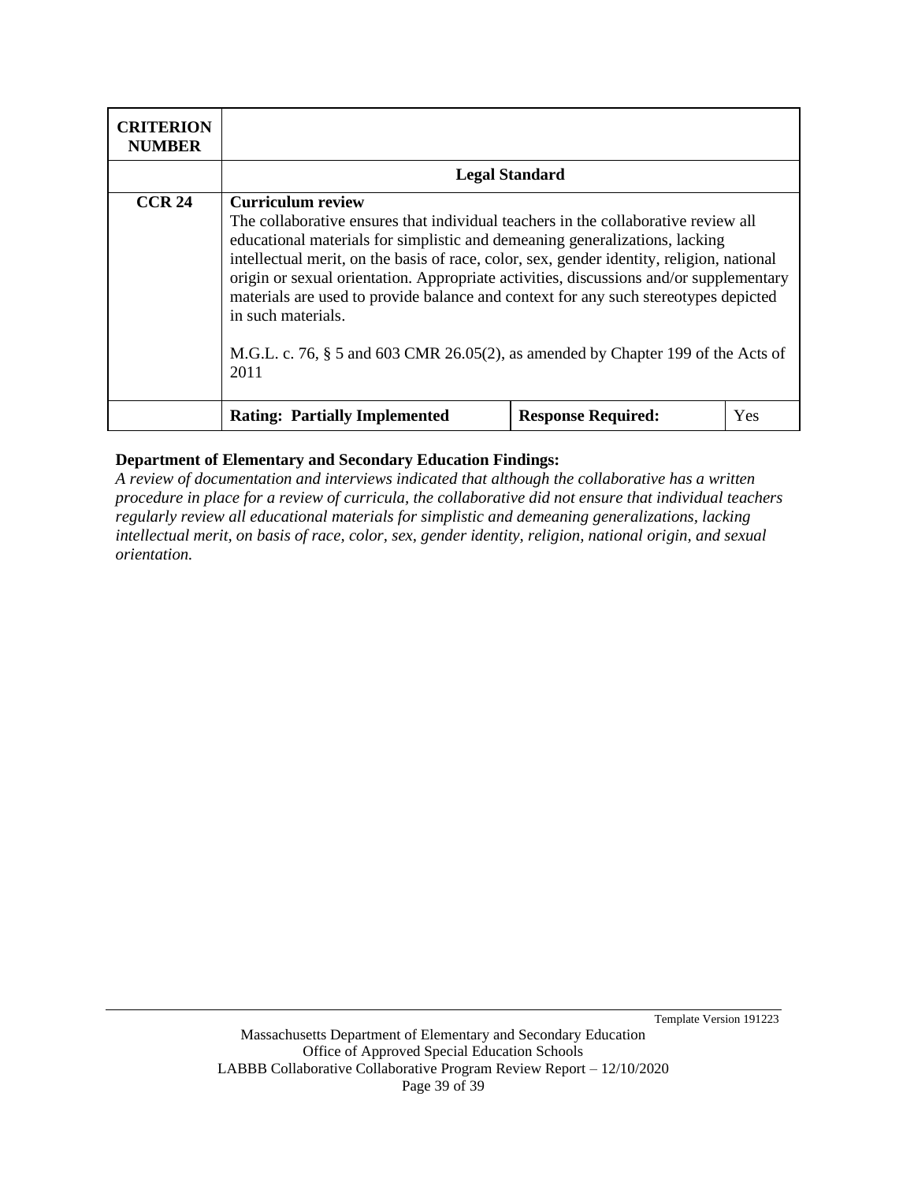| CRITERION NUMBER | | | |
|---|---|---|---|
| | **Legal Standard** | | |
| **CCR 24** | **Curriculum review**<br>The collaborative ensures that individual teachers in the collaborative review all educational materials for simplistic and demeaning generalizations, lacking intellectual merit, on the basis of race, color, sex, gender identity, religion, national origin or sexual orientation. Appropriate activities, discussions and/or supplementary materials are used to provide balance and context for any such stereotypes depicted in such materials.<br><br>M.G.L. c. 76, § 5 and 603 CMR 26.05(2), as amended by Chapter 199 of the Acts of 2011 | | |
| | **Rating: Partially Implemented** | **Response Required:** | Yes |

**Department of Elementary and Secondary Education Findings:**
*A review of documentation and interviews indicated that although the collaborative has a written procedure in place for a review of curricula, the collaborative did not ensure that individual teachers regularly review all educational materials for simplistic and demeaning generalizations, lacking intellectual merit, on basis of race, color, sex, gender identity, religion, national origin, and sexual orientation.*